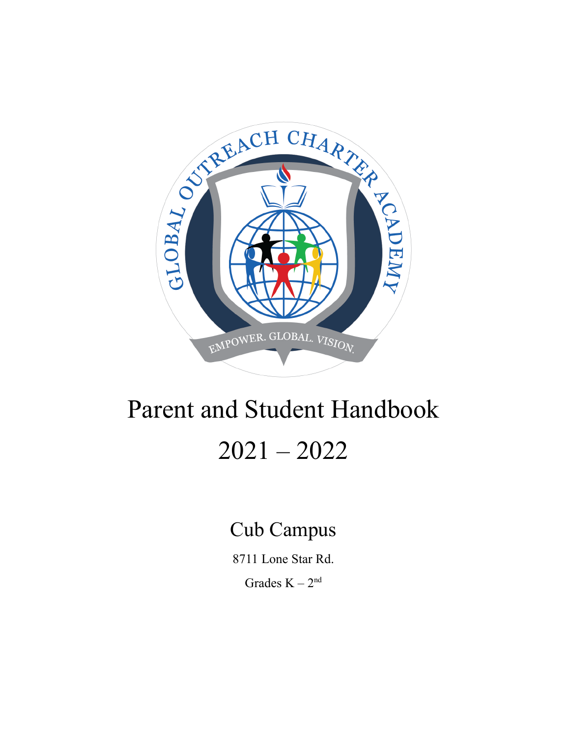# Parent and Student Handbook

# 2021 – 2022

## Cub Campus

8711 Lone Star Rd.

Grades K – 2nd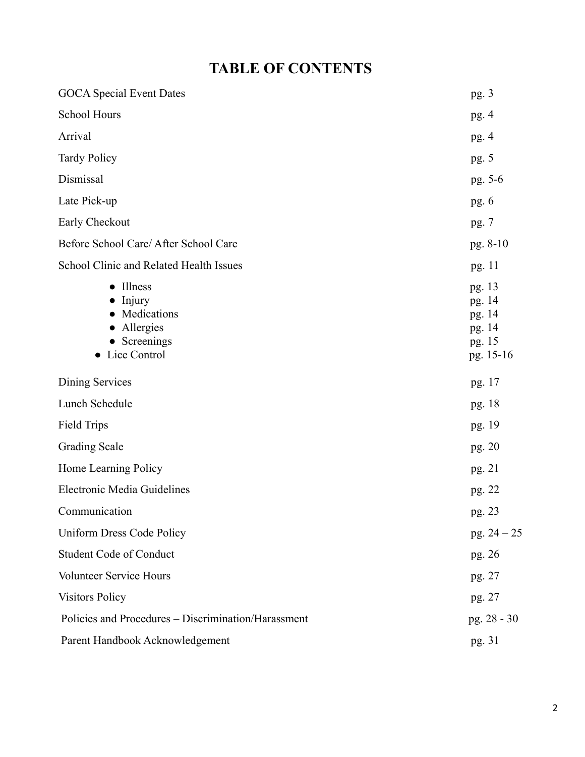# TABLE OF CONTENTS

| | |
|---|---|
| GOCA Special Event Dates | pg. 3 |
| School Hours | pg. 4 |
| Arrival | pg. 4 |
| Tardy Policy | pg. 5 |
| Dismissal | pg. 5-6 |
| Late Pick-up | pg. 6 |
| Early Checkout | pg. 7 |
| Before School Care/ After School Care | pg. 8-10 |
| School Clinic and Related Health Issues | pg. 11 |
| • Illness | pg. 13 |
| • Injury | pg. 14 |
| • Medications | pg. 14 |
| • Allergies | pg. 14 |
| • Screenings | pg. 15 |
| • Lice Control | pg. 15-16 |
| Dining Services | pg. 17 |
| Lunch Schedule | pg. 18 |
| Field Trips | pg. 19 |
| Grading Scale | pg. 20 |
| Home Learning Policy | pg. 21 |
| Electronic Media Guidelines | pg. 22 |
| Communication | pg. 23 |
| Uniform Dress Code Policy | pg. 24 – 25 |
| Student Code of Conduct | pg. 26 |
| Volunteer Service Hours | pg. 27 |
| Visitors Policy | pg. 27 |
| Policies and Procedures – Discrimination/Harassment | pg. 28 - 30 |
| Parent Handbook Acknowledgement | pg. 31 |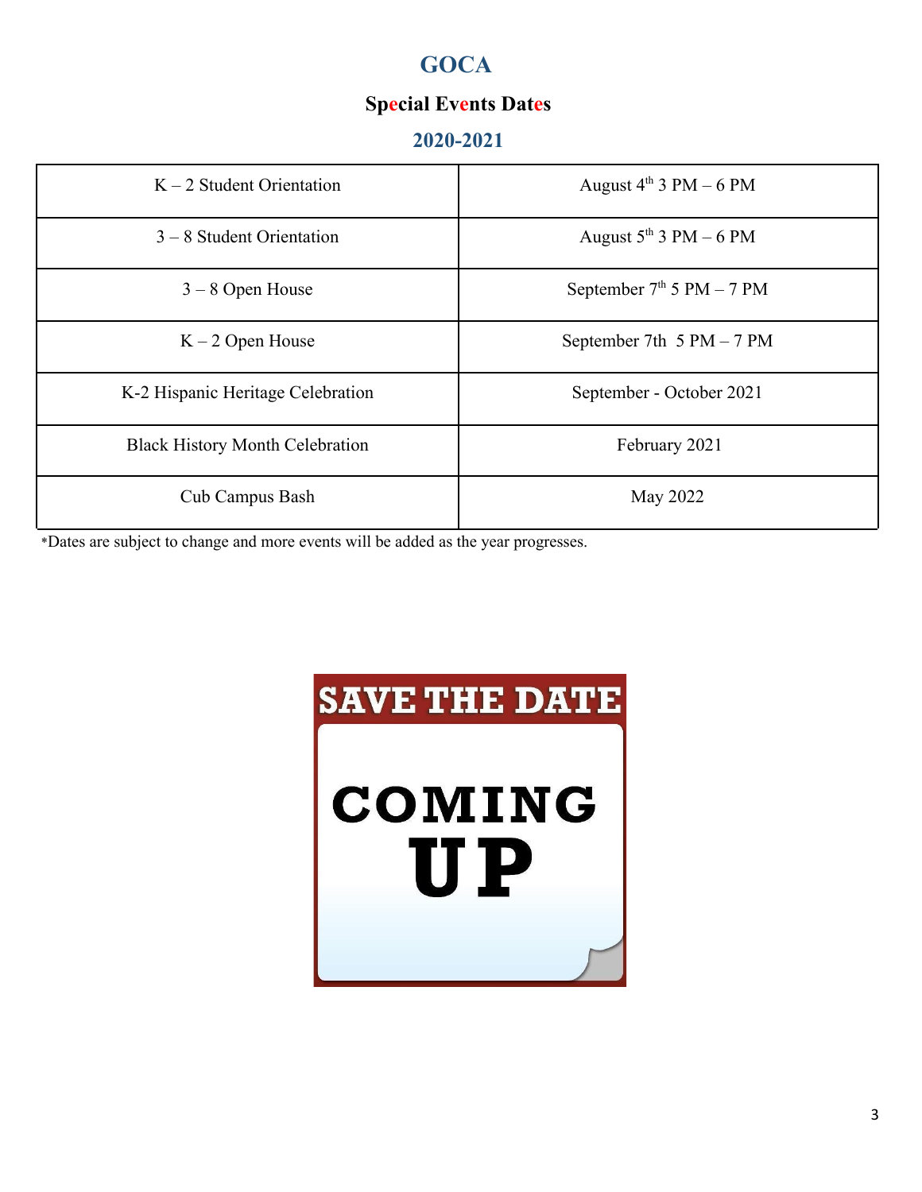# GOCA

## Special Events Dates

## 2020-2021

| Event | Date |
|---|---|
| K – 2 Student Orientation | August 4th 3 PM – 6 PM |
| 3 – 8 Student Orientation | August 5th 3 PM – 6 PM |
| 3 – 8 Open House | September 7th 5 PM – 7 PM |
| K – 2 Open House | September 7th 5 PM – 7 PM |
| K-2 Hispanic Heritage Celebration | September - October 2021 |
| Black History Month Celebration | February 2021 |
| Cub Campus Bash | May 2022 |

*Dates are subject to change and more events will be added as the year progresses.

SAVE THE DATE

COMING UP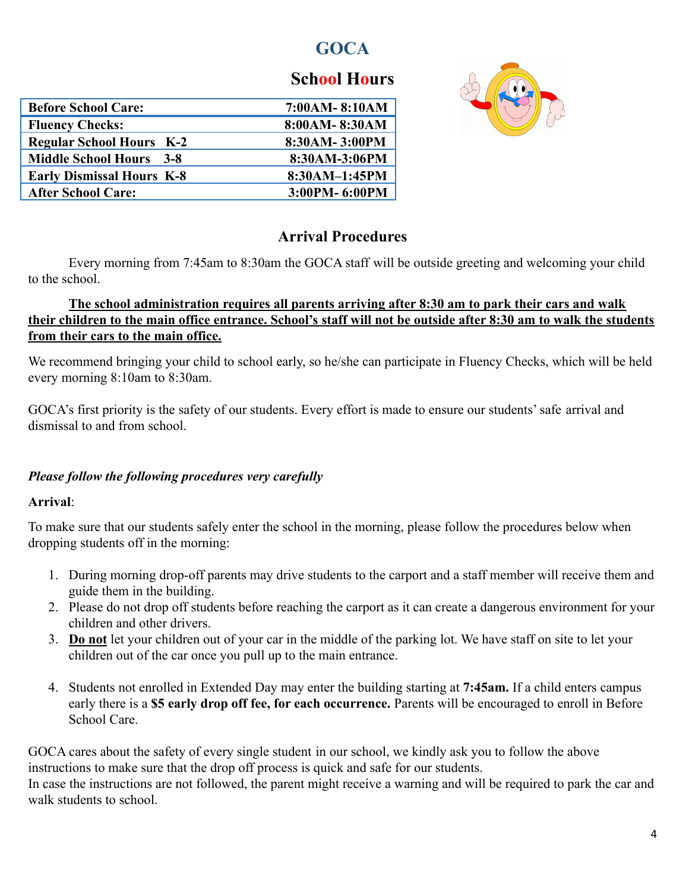# GOCA

## School Hours

| | |
|---|---|
| **Before School Care:** | **7:00AM- 8:10AM** |
| **Fluency Checks:** | **8:00AM- 8:30AM** |
| **Regular School Hours K-2** | **8:30AM- 3:00PM** |
| **Middle School Hours 3-8** | **8:30AM-3:06PM** |
| **Early Dismissal Hours K-8** | **8:30AM–1:45PM** |
| **After School Care:** | **3:00PM- 6:00PM** |

## Arrival Procedures

Every morning from 7:45am to 8:30am the GOCA staff will be outside greeting and welcoming your child to the school.

**The school administration requires all parents arriving after 8:30 am to park their cars and walk their children to the main office entrance. School's staff will not be outside after 8:30 am to walk the students from their cars to the main office.**

We recommend bringing your child to school early, so he/she can participate in Fluency Checks, which will be held every morning 8:10am to 8:30am.

GOCA's first priority is the safety of our students. Every effort is made to ensure our students' safe arrival and dismissal to and from school.

***Please follow the following procedures very carefully***

**Arrival**:

To make sure that our students safely enter the school in the morning, please follow the procedures below when dropping students off in the morning:

1. During morning drop-off parents may drive students to the carport and a staff member will receive them and guide them in the building.
2. Please do not drop off students before reaching the carport as it can create a dangerous environment for your children and other drivers.
3. **Do not** let your children out of your car in the middle of the parking lot. We have staff on site to let your children out of the car once you pull up to the main entrance.
4. Students not enrolled in Extended Day may enter the building starting at **7:45am.** If a child enters campus early there is a **$5 early drop off fee, for each occurrence.** Parents will be encouraged to enroll in Before School Care.

GOCA cares about the safety of every single student in our school, we kindly ask you to follow the above instructions to make sure that the drop off process is quick and safe for our students.
In case the instructions are not followed, the parent might receive a warning and will be required to park the car and walk students to school.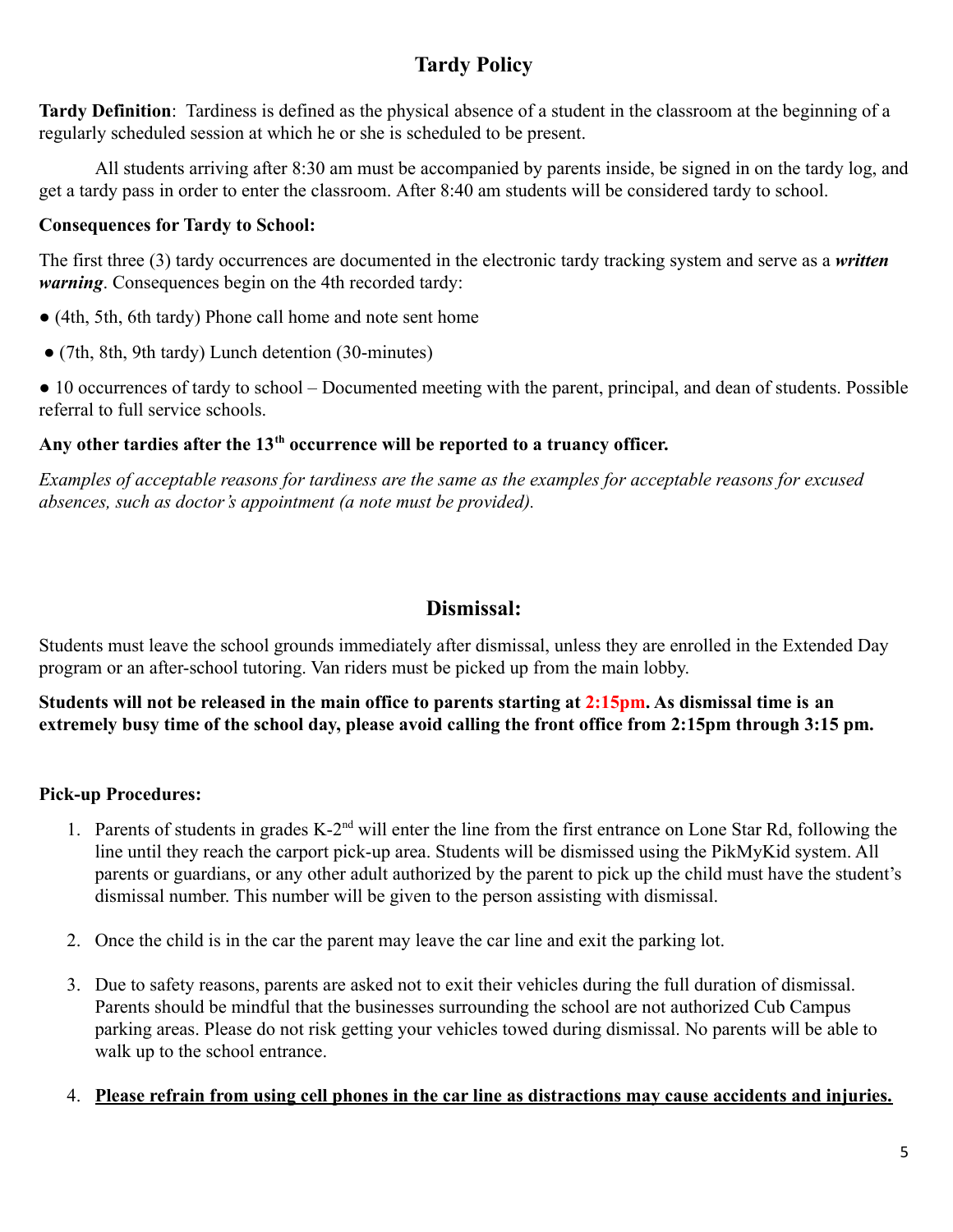## Tardy Policy

**Tardy Definition**: Tardiness is defined as the physical absence of a student in the classroom at the beginning of a regularly scheduled session at which he or she is scheduled to be present.

All students arriving after 8:30 am must be accompanied by parents inside, be signed in on the tardy log, and get a tardy pass in order to enter the classroom. After 8:40 am students will be considered tardy to school.

**Consequences for Tardy to School:**

The first three (3) tardy occurrences are documented in the electronic tardy tracking system and serve as a ***written warning***. Consequences begin on the 4th recorded tardy:

- (4th, 5th, 6th tardy) Phone call home and note sent home
- (7th, 8th, 9th tardy) Lunch detention (30-minutes)
- 10 occurrences of tardy to school – Documented meeting with the parent, principal, and dean of students. Possible referral to full service schools.

**Any other tardies after the 13th occurrence will be reported to a truancy officer.**

*Examples of acceptable reasons for tardiness are the same as the examples for acceptable reasons for excused absences, such as doctor's appointment (a note must be provided).*

## Dismissal:

Students must leave the school grounds immediately after dismissal, unless they are enrolled in the Extended Day program or an after-school tutoring. Van riders must be picked up from the main lobby.

**Students will not be released in the main office to parents starting at 2:15pm. As dismissal time is an extremely busy time of the school day, please avoid calling the front office from 2:15pm through 3:15 pm.**

**Pick-up Procedures:**

1. Parents of students in grades K-2nd will enter the line from the first entrance on Lone Star Rd, following the line until they reach the carport pick-up area. Students will be dismissed using the PikMyKid system. All parents or guardians, or any other adult authorized by the parent to pick up the child must have the student's dismissal number. This number will be given to the person assisting with dismissal.

2. Once the child is in the car the parent may leave the car line and exit the parking lot.

3. Due to safety reasons, parents are asked not to exit their vehicles during the full duration of dismissal. Parents should be mindful that the businesses surrounding the school are not authorized Cub Campus parking areas. Please do not risk getting your vehicles towed during dismissal. No parents will be able to walk up to the school entrance.

4. **Please refrain from using cell phones in the car line as distractions may cause accidents and injuries.**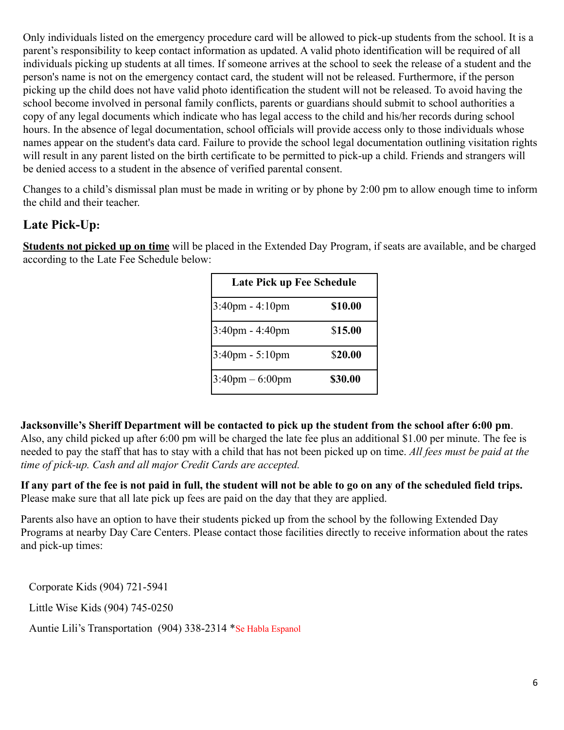Only individuals listed on the emergency procedure card will be allowed to pick-up students from the school. It is a parent's responsibility to keep contact information as updated. A valid photo identification will be required of all individuals picking up students at all times. If someone arrives at the school to seek the release of a student and the person's name is not on the emergency contact card, the student will not be released. Furthermore, if the person picking up the child does not have valid photo identification the student will not be released. To avoid having the school become involved in personal family conflicts, parents or guardians should submit to school authorities a copy of any legal documents which indicate who has legal access to the child and his/her records during school hours. In the absence of legal documentation, school officials will provide access only to those individuals whose names appear on the student's data card. Failure to provide the school legal documentation outlining visitation rights will result in any parent listed on the birth certificate to be permitted to pick-up a child. Friends and strangers will be denied access to a student in the absence of verified parental consent.

Changes to a child's dismissal plan must be made in writing or by phone by 2:00 pm to allow enough time to inform the child and their teacher.

## Late Pick-Up:

**Students not picked up on time** will be placed in the Extended Day Program, if seats are available, and be charged according to the Late Fee Schedule below:

| Late Pick up Fee Schedule | |
|---|---|
| 3:40pm - 4:10pm | **$10.00** |
| 3:40pm - 4:40pm | $**15.00** |
| 3:40pm - 5:10pm | $**20.00** |
| 3:40pm – 6:00pm | **$30.00** |

**Jacksonville's Sheriff Department will be contacted to pick up the student from the school after 6:00 pm**. Also, any child picked up after 6:00 pm will be charged the late fee plus an additional $1.00 per minute. The fee is needed to pay the staff that has to stay with a child that has not been picked up on time. *All fees must be paid at the time of pick-up. Cash and all major Credit Cards are accepted.*

**If any part of the fee is not paid in full, the student will not be able to go on any of the scheduled field trips.** Please make sure that all late pick up fees are paid on the day that they are applied.

Parents also have an option to have their students picked up from the school by the following Extended Day Programs at nearby Day Care Centers. Please contact those facilities directly to receive information about the rates and pick-up times:

Corporate Kids (904) 721-5941

Little Wise Kids (904) 745-0250

Auntie Lili's Transportation (904) 338-2314 *Se Habla Espanol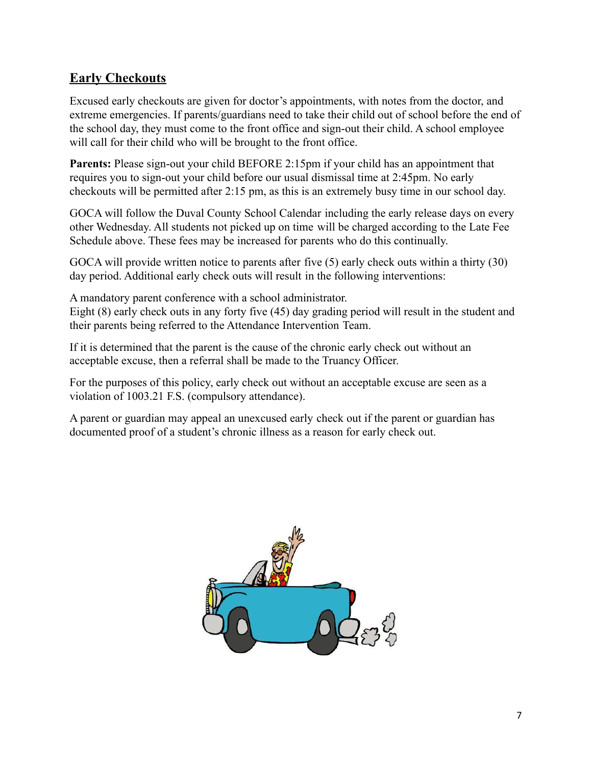## Early Checkouts

Excused early checkouts are given for doctor's appointments, with notes from the doctor, and extreme emergencies. If parents/guardians need to take their child out of school before the end of the school day, they must come to the front office and sign-out their child. A school employee will call for their child who will be brought to the front office.

**Parents:** Please sign-out your child BEFORE 2:15pm if your child has an appointment that requires you to sign-out your child before our usual dismissal time at 2:45pm. No early checkouts will be permitted after 2:15 pm, as this is an extremely busy time in our school day.

GOCA will follow the Duval County School Calendar including the early release days on every other Wednesday. All students not picked up on time will be charged according to the Late Fee Schedule above. These fees may be increased for parents who do this continually.

GOCA will provide written notice to parents after five (5) early check outs within a thirty (30) day period. Additional early check outs will result in the following interventions:

A mandatory parent conference with a school administrator.
Eight (8) early check outs in any forty five (45) day grading period will result in the student and their parents being referred to the Attendance Intervention Team.

If it is determined that the parent is the cause of the chronic early check out without an acceptable excuse, then a referral shall be made to the Truancy Officer.

For the purposes of this policy, early check out without an acceptable excuse are seen as a violation of 1003.21 F.S. (compulsory attendance).

A parent or guardian may appeal an unexcused early check out if the parent or guardian has documented proof of a student's chronic illness as a reason for early check out.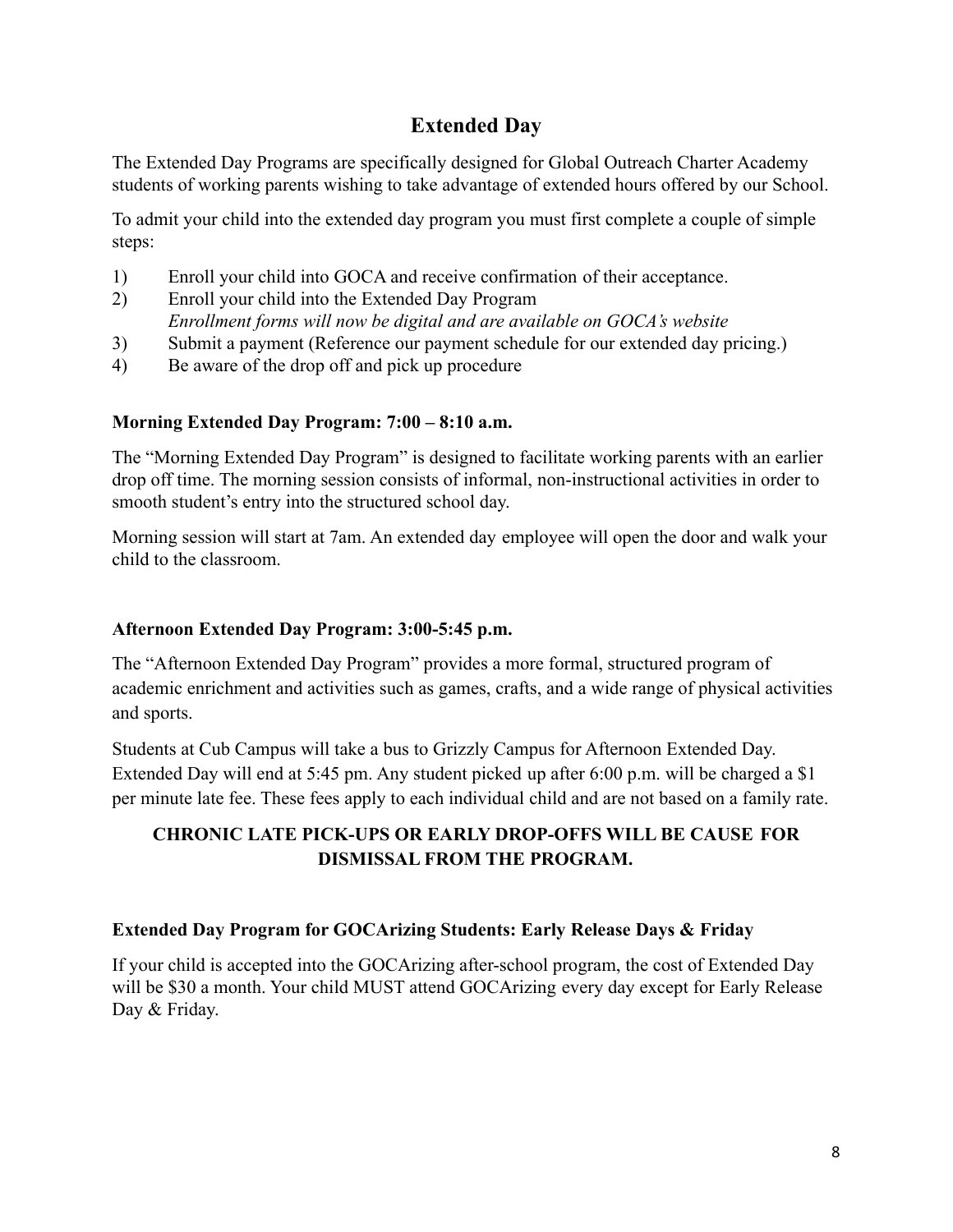## Extended Day

The Extended Day Programs are specifically designed for Global Outreach Charter Academy students of working parents wishing to take advantage of extended hours offered by our School.

To admit your child into the extended day program you must first complete a couple of simple steps:

1) Enroll your child into GOCA and receive confirmation of their acceptance.
2) Enroll your child into the Extended Day Program
   *Enrollment forms will now be digital and are available on GOCA's website*
3) Submit a payment (Reference our payment schedule for our extended day pricing.)
4) Be aware of the drop off and pick up procedure

### Morning Extended Day Program: 7:00 – 8:10 a.m.

The "Morning Extended Day Program" is designed to facilitate working parents with an earlier drop off time. The morning session consists of informal, non-instructional activities in order to smooth student's entry into the structured school day.

Morning session will start at 7am. An extended day employee will open the door and walk your child to the classroom.

### Afternoon Extended Day Program: 3:00-5:45 p.m.

The "Afternoon Extended Day Program" provides a more formal, structured program of academic enrichment and activities such as games, crafts, and a wide range of physical activities and sports.

Students at Cub Campus will take a bus to Grizzly Campus for Afternoon Extended Day. Extended Day will end at 5:45 pm. Any student picked up after 6:00 p.m. will be charged a $1 per minute late fee. These fees apply to each individual child and are not based on a family rate.

**CHRONIC LATE PICK-UPS OR EARLY DROP-OFFS WILL BE CAUSE FOR DISMISSAL FROM THE PROGRAM.**

### Extended Day Program for GOCArizing Students: Early Release Days & Friday

If your child is accepted into the GOCArizing after-school program, the cost of Extended Day will be $30 a month. Your child MUST attend GOCArizing every day except for Early Release Day & Friday.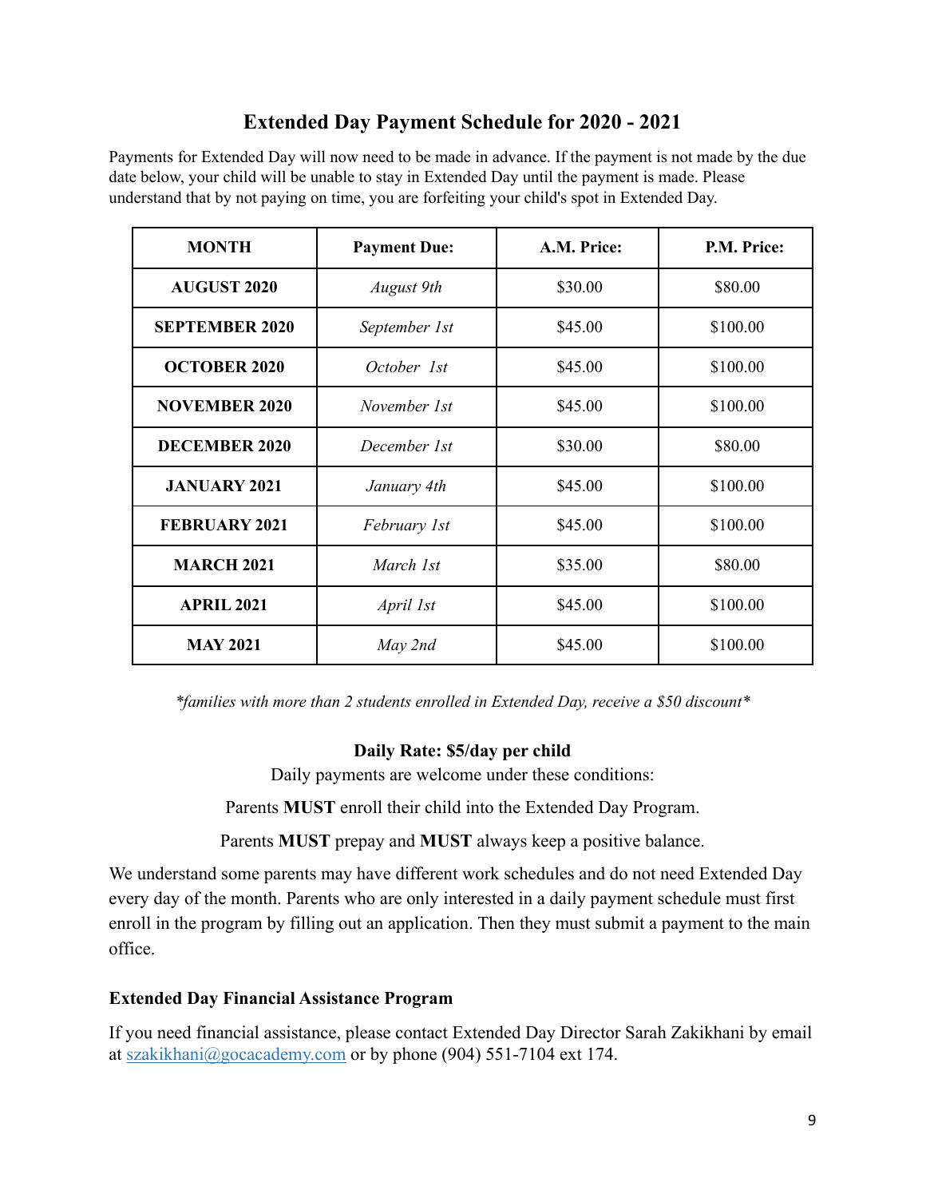## Extended Day Payment Schedule for 2020 - 2021

Payments for Extended Day will now need to be made in advance. If the payment is not made by the due date below, your child will be unable to stay in Extended Day until the payment is made. Please understand that by not paying on time, you are forfeiting your child's spot in Extended Day.

| MONTH | Payment Due: | A.M. Price: | P.M. Price: |
|---|---|---|---|
| **AUGUST 2020** | *August 9th* | $30.00 | $80.00 |
| **SEPTEMBER 2020** | *September 1st* | $45.00 | $100.00 |
| **OCTOBER 2020** | *October 1st* | $45.00 | $100.00 |
| **NOVEMBER 2020** | *November 1st* | $45.00 | $100.00 |
| **DECEMBER 2020** | *December 1st* | $30.00 | $80.00 |
| **JANUARY 2021** | *January 4th* | $45.00 | $100.00 |
| **FEBRUARY 2021** | *February 1st* | $45.00 | $100.00 |
| **MARCH 2021** | *March 1st* | $35.00 | $80.00 |
| **APRIL 2021** | *April 1st* | $45.00 | $100.00 |
| **MAY 2021** | *May 2nd* | $45.00 | $100.00 |

*\*families with more than 2 students enrolled in Extended Day, receive a $50 discount\**

**Daily Rate: $5/day per child**

Daily payments are welcome under these conditions:

Parents **MUST** enroll their child into the Extended Day Program.

Parents **MUST** prepay and **MUST** always keep a positive balance.

We understand some parents may have different work schedules and do not need Extended Day every day of the month. Parents who are only interested in a daily payment schedule must first enroll in the program by filling out an application. Then they must submit a payment to the main office.

**Extended Day Financial Assistance Program**

If you need financial assistance, please contact Extended Day Director Sarah Zakikhani by email at szakikhani@gocacademy.com or by phone (904) 551-7104 ext 174.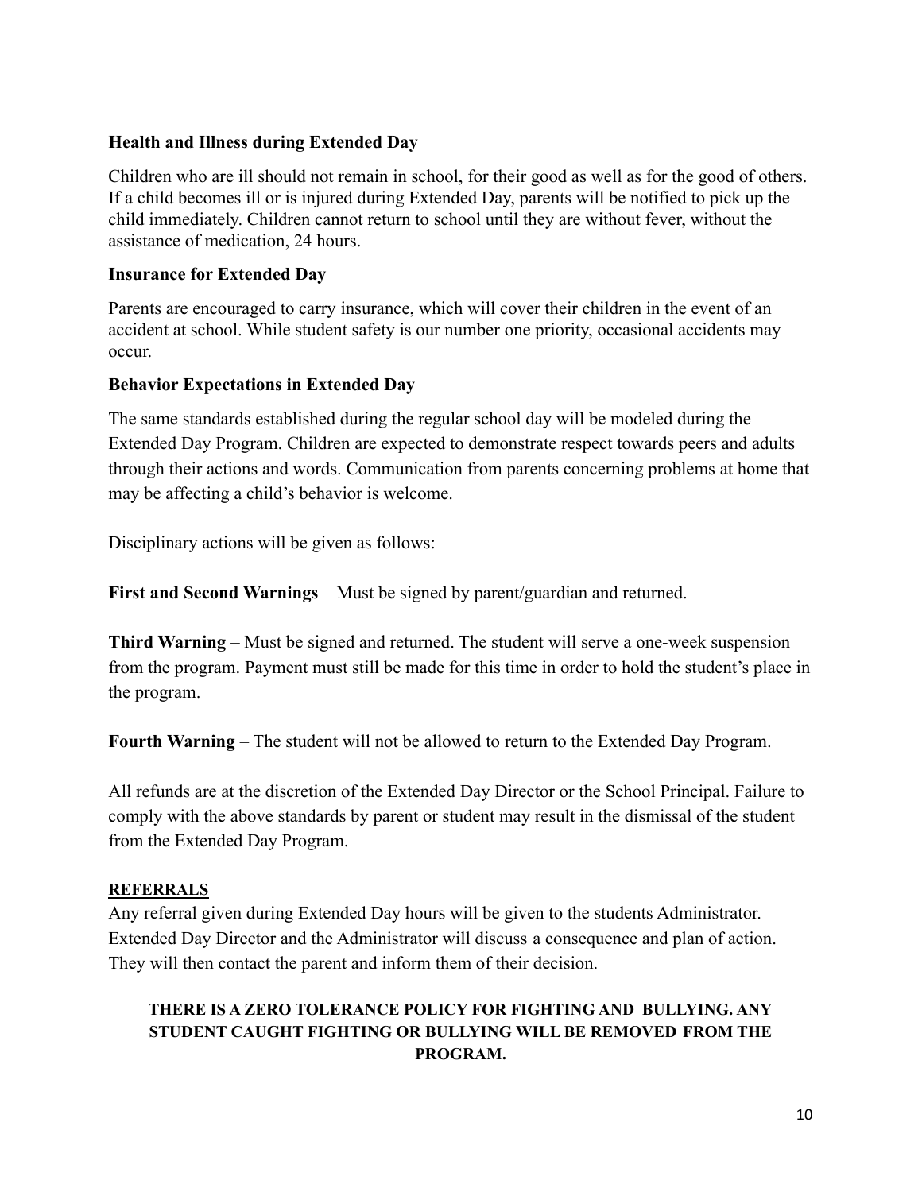### Health and Illness during Extended Day

Children who are ill should not remain in school, for their good as well as for the good of others. If a child becomes ill or is injured during Extended Day, parents will be notified to pick up the child immediately. Children cannot return to school until they are without fever, without the assistance of medication, 24 hours.

### Insurance for Extended Day

Parents are encouraged to carry insurance, which will cover their children in the event of an accident at school. While student safety is our number one priority, occasional accidents may occur.

### Behavior Expectations in Extended Day

The same standards established during the regular school day will be modeled during the Extended Day Program. Children are expected to demonstrate respect towards peers and adults through their actions and words. Communication from parents concerning problems at home that may be affecting a child's behavior is welcome.

Disciplinary actions will be given as follows:

**First and Second Warnings** – Must be signed by parent/guardian and returned.

**Third Warning** – Must be signed and returned. The student will serve a one-week suspension from the program. Payment must still be made for this time in order to hold the student's place in the program.

**Fourth Warning** – The student will not be allowed to return to the Extended Day Program.

All refunds are at the discretion of the Extended Day Director or the School Principal. Failure to comply with the above standards by parent or student may result in the dismissal of the student from the Extended Day Program.

**REFERRALS**

Any referral given during Extended Day hours will be given to the students Administrator. Extended Day Director and the Administrator will discuss a consequence and plan of action. They will then contact the parent and inform them of their decision.

**THERE IS A ZERO TOLERANCE POLICY FOR FIGHTING AND BULLYING. ANY STUDENT CAUGHT FIGHTING OR BULLYING WILL BE REMOVED FROM THE PROGRAM.**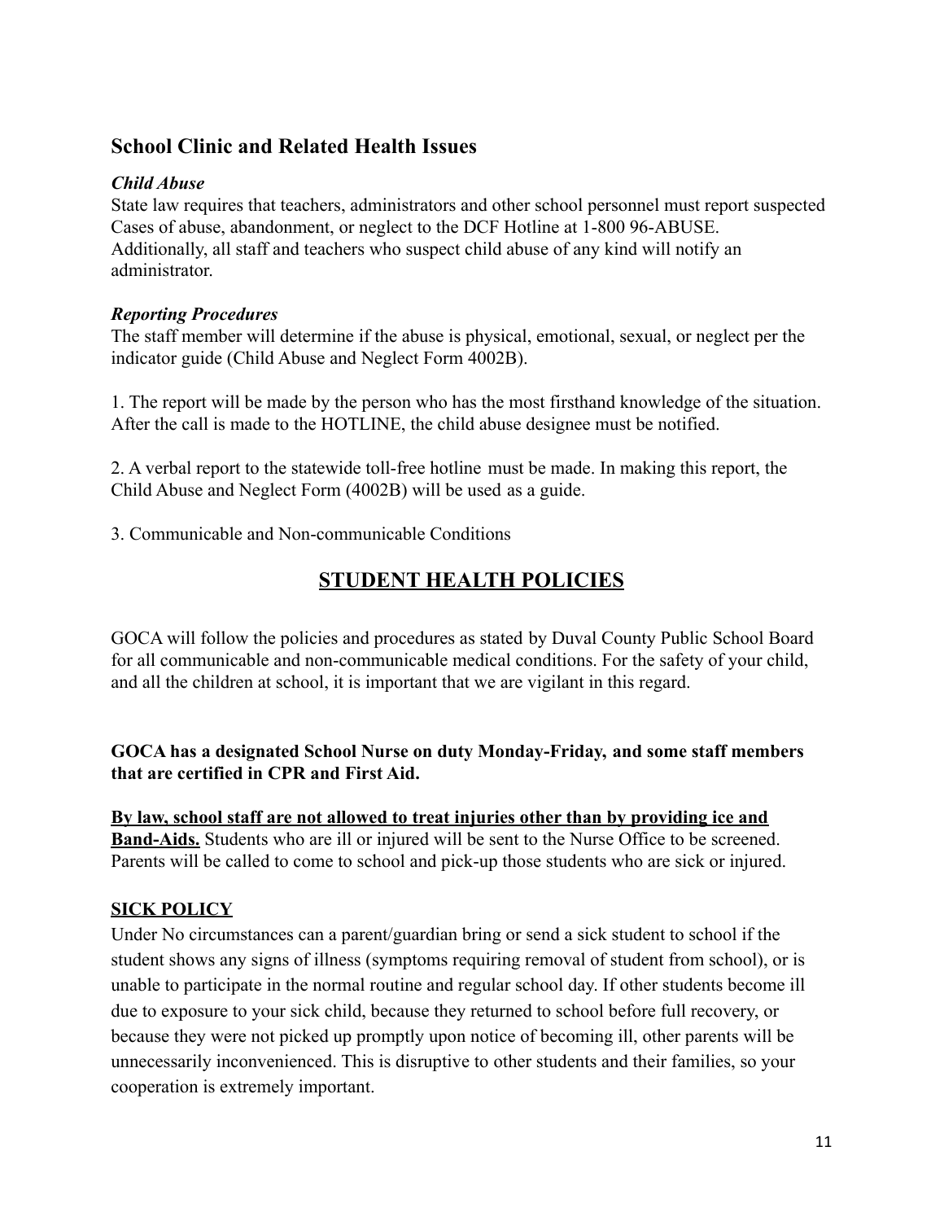## School Clinic and Related Health Issues

***Child Abuse***

State law requires that teachers, administrators and other school personnel must report suspected Cases of abuse, abandonment, or neglect to the DCF Hotline at 1-800 96-ABUSE. Additionally, all staff and teachers who suspect child abuse of any kind will notify an administrator.

***Reporting Procedures***

The staff member will determine if the abuse is physical, emotional, sexual, or neglect per the indicator guide (Child Abuse and Neglect Form 4002B).

1. The report will be made by the person who has the most firsthand knowledge of the situation. After the call is made to the HOTLINE, the child abuse designee must be notified.

2. A verbal report to the statewide toll-free hotline must be made. In making this report, the Child Abuse and Neglect Form (4002B) will be used as a guide.

3. Communicable and Non-communicable Conditions

## <u>STUDENT HEALTH POLICIES</u>

GOCA will follow the policies and procedures as stated by Duval County Public School Board for all communicable and non-communicable medical conditions. For the safety of your child, and all the children at school, it is important that we are vigilant in this regard.

**GOCA has a designated School Nurse on duty Monday-Friday, and some staff members that are certified in CPR and First Aid.**

<u>**By law, school staff are not allowed to treat injuries other than by providing ice and Band-Aids.**</u> Students who are ill or injured will be sent to the Nurse Office to be screened. Parents will be called to come to school and pick-up those students who are sick or injured.

<u>**SICK POLICY**</u>

Under No circumstances can a parent/guardian bring or send a sick student to school if the student shows any signs of illness (symptoms requiring removal of student from school), or is unable to participate in the normal routine and regular school day. If other students become ill due to exposure to your sick child, because they returned to school before full recovery, or because they were not picked up promptly upon notice of becoming ill, other parents will be unnecessarily inconvenienced. This is disruptive to other students and their families, so your cooperation is extremely important.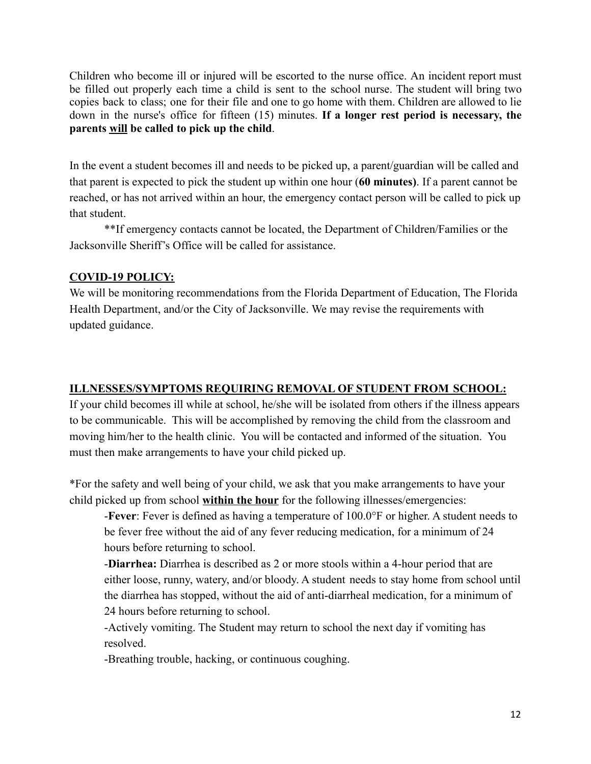Children who become ill or injured will be escorted to the nurse office. An incident report must be filled out properly each time a child is sent to the school nurse. The student will bring two copies back to class; one for their file and one to go home with them. Children are allowed to lie down in the nurse's office for fifteen (15) minutes. **If a longer rest period is necessary, the parents <u>will</u> be called to pick up the child**.

In the event a student becomes ill and needs to be picked up, a parent/guardian will be called and that parent is expected to pick the student up within one hour (**60 minutes)**. If a parent cannot be reached, or has not arrived within an hour, the emergency contact person will be called to pick up that student.

**If emergency contacts cannot be located, the Department of Children/Families or the Jacksonville Sheriff's Office will be called for assistance.

## **<u>COVID-19 POLICY:</u>**

We will be monitoring recommendations from the Florida Department of Education, The Florida Health Department, and/or the City of Jacksonville. We may revise the requirements with updated guidance.

## **<u>ILLNESSES/SYMPTOMS REQUIRING REMOVAL OF STUDENT FROM SCHOOL:</u>**

If your child becomes ill while at school, he/she will be isolated from others if the illness appears to be communicable. This will be accomplished by removing the child from the classroom and moving him/her to the health clinic. You will be contacted and informed of the situation. You must then make arrangements to have your child picked up.

*For the safety and well being of your child, we ask that you make arrangements to have your child picked up from school **<u>within the hour</u>** for the following illnesses/emergencies:

- -**Fever**: Fever is defined as having a temperature of 100.0°F or higher. A student needs to be fever free without the aid of any fever reducing medication, for a minimum of 24 hours before returning to school.
- -**Diarrhea:** Diarrhea is described as 2 or more stools within a 4-hour period that are either loose, runny, watery, and/or bloody. A student needs to stay home from school until the diarrhea has stopped, without the aid of anti-diarrheal medication, for a minimum of 24 hours before returning to school.
- -Actively vomiting. The Student may return to school the next day if vomiting has resolved.
- -Breathing trouble, hacking, or continuous coughing.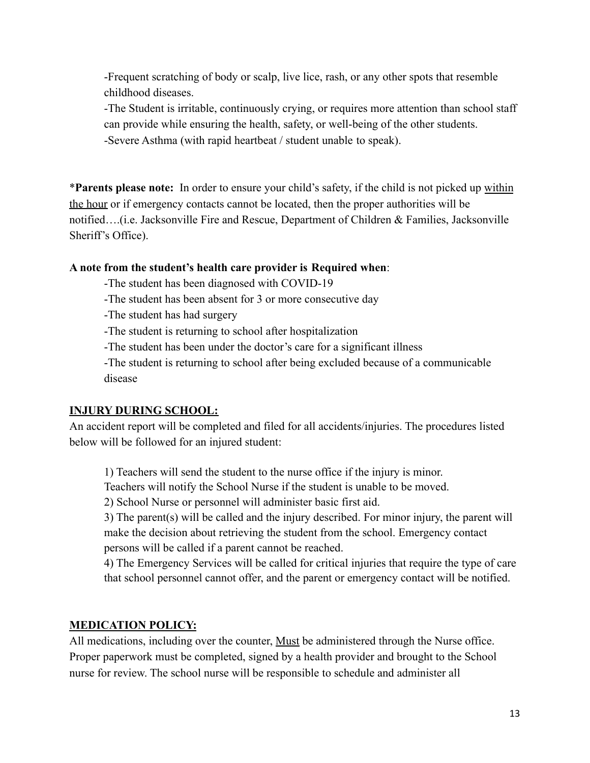-Frequent scratching of body or scalp, live lice, rash, or any other spots that resemble childhood diseases.

-The Student is irritable, continuously crying, or requires more attention than school staff can provide while ensuring the health, safety, or well-being of the other students.

-Severe Asthma (with rapid heartbeat / student unable to speak).

***Parents please note:** In order to ensure your child's safety, if the child is not picked up <u>within the hour</u> or if emergency contacts cannot be located, then the proper authorities will be notified….(i.e. Jacksonville Fire and Rescue, Department of Children & Families, Jacksonville Sheriff's Office).

**A note from the student's health care provider is Required when**:

-The student has been diagnosed with COVID-19

-The student has been absent for 3 or more consecutive day

-The student has had surgery

-The student is returning to school after hospitalization

-The student has been under the doctor's care for a significant illness

-The student is returning to school after being excluded because of a communicable disease

## <u>INJURY DURING SCHOOL:</u>

An accident report will be completed and filed for all accidents/injuries. The procedures listed below will be followed for an injured student:

1) Teachers will send the student to the nurse office if the injury is minor. Teachers will notify the School Nurse if the student is unable to be moved.
2) School Nurse or personnel will administer basic first aid.
3) The parent(s) will be called and the injury described. For minor injury, the parent will make the decision about retrieving the student from the school. Emergency contact persons will be called if a parent cannot be reached.
4) The Emergency Services will be called for critical injuries that require the type of care that school personnel cannot offer, and the parent or emergency contact will be notified.

## <u>MEDICATION POLICY:</u>

All medications, including over the counter, <u>Must</u> be administered through the Nurse office. Proper paperwork must be completed, signed by a health provider and brought to the School nurse for review. The school nurse will be responsible to schedule and administer all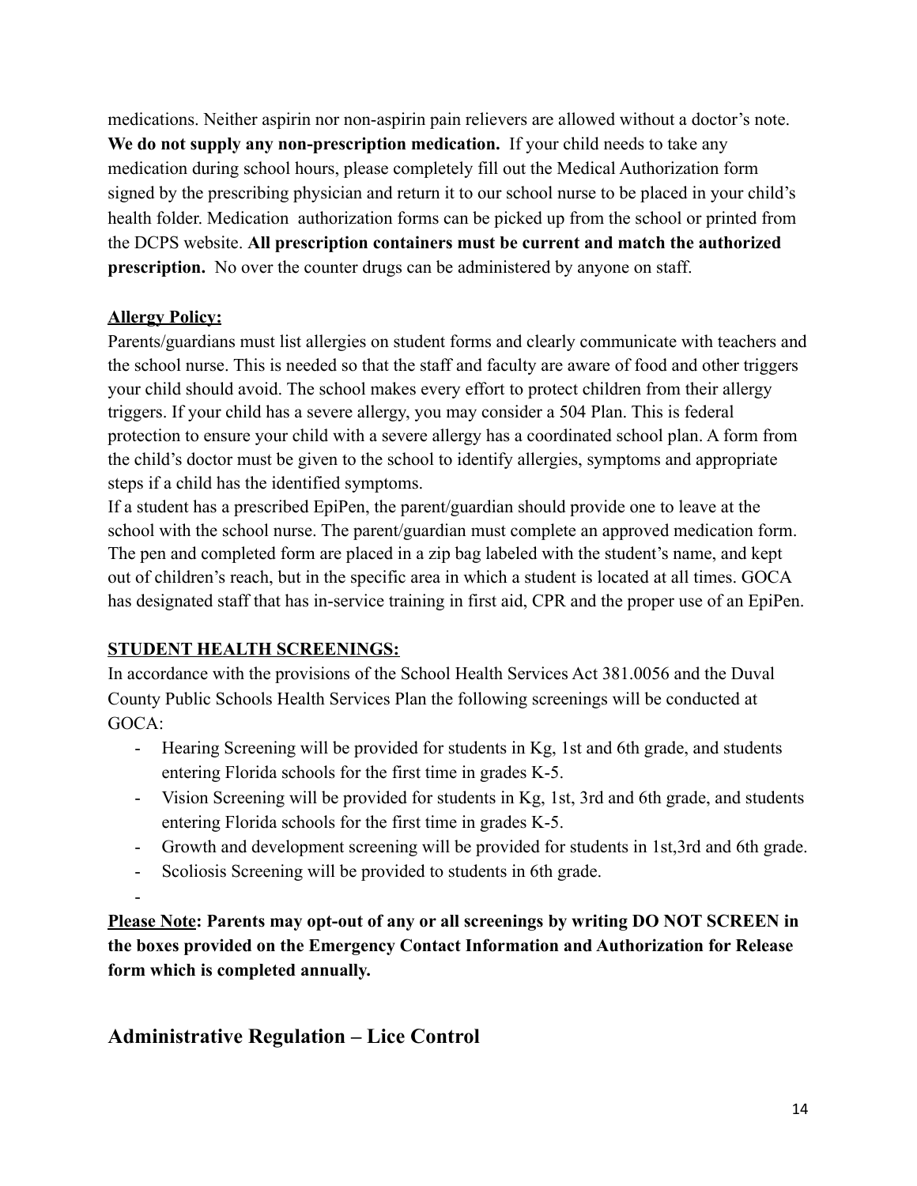medications. Neither aspirin nor non-aspirin pain relievers are allowed without a doctor's note. **We do not supply any non-prescription medication.** If your child needs to take any medication during school hours, please completely fill out the Medical Authorization form signed by the prescribing physician and return it to our school nurse to be placed in your child's health folder. Medication authorization forms can be picked up from the school or printed from the DCPS website. **All prescription containers must be current and match the authorized prescription.** No over the counter drugs can be administered by anyone on staff.

**Allergy Policy:**

Parents/guardians must list allergies on student forms and clearly communicate with teachers and the school nurse. This is needed so that the staff and faculty are aware of food and other triggers your child should avoid. The school makes every effort to protect children from their allergy triggers. If your child has a severe allergy, you may consider a 504 Plan. This is federal protection to ensure your child with a severe allergy has a coordinated school plan. A form from the child's doctor must be given to the school to identify allergies, symptoms and appropriate steps if a child has the identified symptoms.

If a student has a prescribed EpiPen, the parent/guardian should provide one to leave at the school with the school nurse. The parent/guardian must complete an approved medication form. The pen and completed form are placed in a zip bag labeled with the student's name, and kept out of children's reach, but in the specific area in which a student is located at all times. GOCA has designated staff that has in-service training in first aid, CPR and the proper use of an EpiPen.

**STUDENT HEALTH SCREENINGS:**

In accordance with the provisions of the School Health Services Act 381.0056 and the Duval County Public Schools Health Services Plan the following screenings will be conducted at GOCA:

- Hearing Screening will be provided for students in Kg, 1st and 6th grade, and students entering Florida schools for the first time in grades K-5.
- Vision Screening will be provided for students in Kg, 1st, 3rd and 6th grade, and students entering Florida schools for the first time in grades K-5.
- Growth and development screening will be provided for students in 1st,3rd and 6th grade.
- Scoliosis Screening will be provided to students in 6th grade.
-

**Please Note: Parents may opt-out of any or all screenings by writing DO NOT SCREEN in the boxes provided on the Emergency Contact Information and Authorization for Release form which is completed annually.**

## Administrative Regulation – Lice Control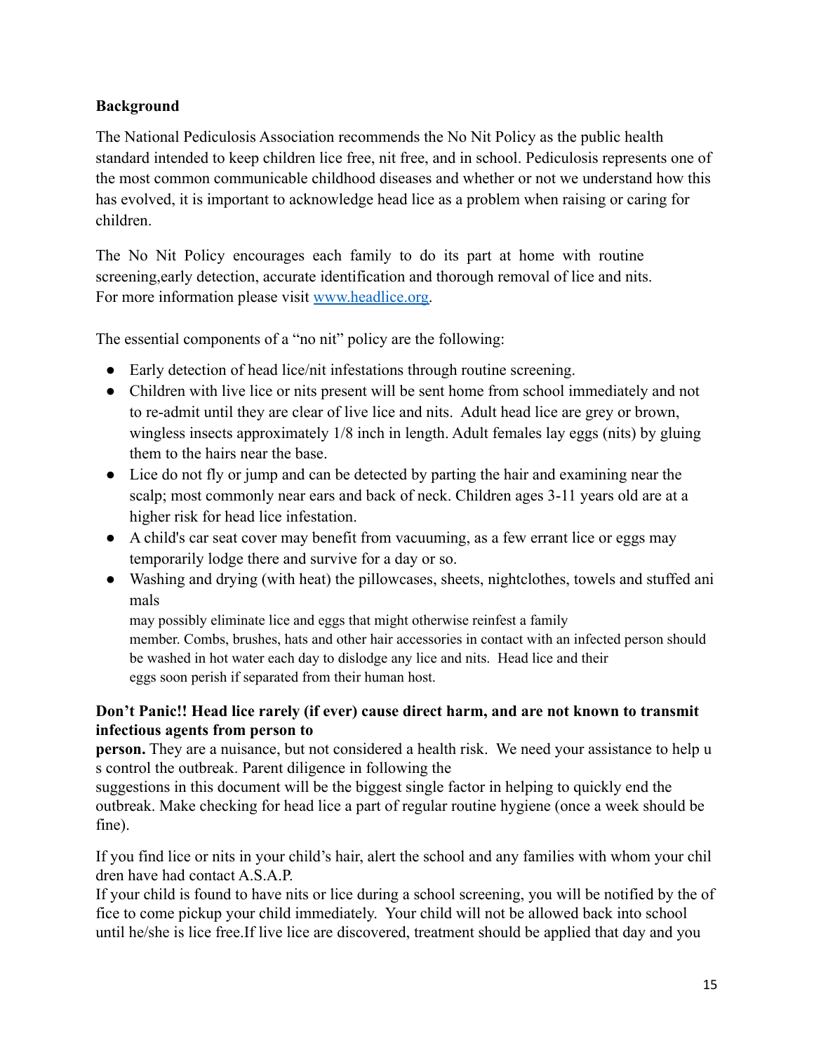**Background**

The National Pediculosis Association recommends the No Nit Policy as the public health standard intended to keep children lice free, nit free, and in school. Pediculosis represents one of the most common communicable childhood diseases and whether or not we understand how this has evolved, it is important to acknowledge head lice as a problem when raising or caring for children.

The No Nit Policy encourages each family to do its part at home with routine screening,early detection, accurate identification and thorough removal of lice and nits. For more information please visit www.headlice.org.

The essential components of a "no nit" policy are the following:

- Early detection of head lice/nit infestations through routine screening.
- Children with live lice or nits present will be sent home from school immediately and not to re-admit until they are clear of live lice and nits. Adult head lice are grey or brown, wingless insects approximately 1/8 inch in length. Adult females lay eggs (nits) by gluing them to the hairs near the base.
- Lice do not fly or jump and can be detected by parting the hair and examining near the scalp; most commonly near ears and back of neck. Children ages 3-11 years old are at a higher risk for head lice infestation.
- A child's car seat cover may benefit from vacuuming, as a few errant lice or eggs may temporarily lodge there and survive for a day or so.
- Washing and drying (with heat) the pillowcases, sheets, nightclothes, towels and stuffed animals may possibly eliminate lice and eggs that might otherwise reinfest a family member. Combs, brushes, hats and other hair accessories in contact with an infected person should be washed in hot water each day to dislodge any lice and nits. Head lice and their eggs soon perish if separated from their human host.

**Don't Panic!! Head lice rarely (if ever) cause direct harm, and are not known to transmit infectious agents from person to person.** They are a nuisance, but not considered a health risk. We need your assistance to help us control the outbreak. Parent diligence in following the suggestions in this document will be the biggest single factor in helping to quickly end the outbreak. Make checking for head lice a part of regular routine hygiene (once a week should be fine).

If you find lice or nits in your child's hair, alert the school and any families with whom your children have had contact A.S.A.P.

If your child is found to have nits or lice during a school screening, you will be notified by the office to come pickup your child immediately. Your child will not be allowed back into school until he/she is lice free.If live lice are discovered, treatment should be applied that day and you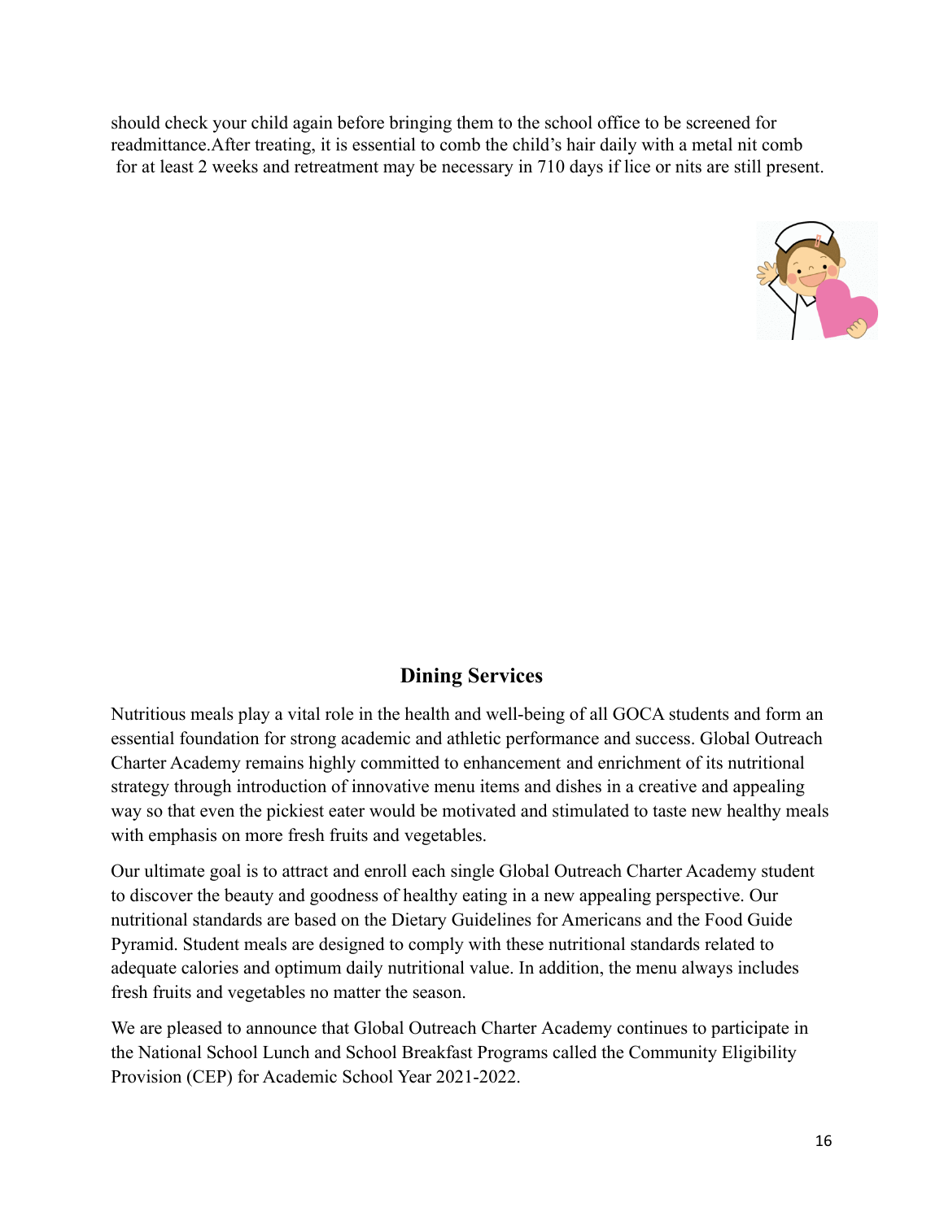should check your child again before bringing them to the school office to be screened for readmittance.After treating, it is essential to comb the child's hair daily with a metal nit comb for at least 2 weeks and retreatment may be necessary in 710 days if lice or nits are still present.

## Dining Services

Nutritious meals play a vital role in the health and well-being of all GOCA students and form an essential foundation for strong academic and athletic performance and success. Global Outreach Charter Academy remains highly committed to enhancement and enrichment of its nutritional strategy through introduction of innovative menu items and dishes in a creative and appealing way so that even the pickiest eater would be motivated and stimulated to taste new healthy meals with emphasis on more fresh fruits and vegetables.

Our ultimate goal is to attract and enroll each single Global Outreach Charter Academy student to discover the beauty and goodness of healthy eating in a new appealing perspective. Our nutritional standards are based on the Dietary Guidelines for Americans and the Food Guide Pyramid. Student meals are designed to comply with these nutritional standards related to adequate calories and optimum daily nutritional value. In addition, the menu always includes fresh fruits and vegetables no matter the season.

We are pleased to announce that Global Outreach Charter Academy continues to participate in the National School Lunch and School Breakfast Programs called the Community Eligibility Provision (CEP) for Academic School Year 2021-2022.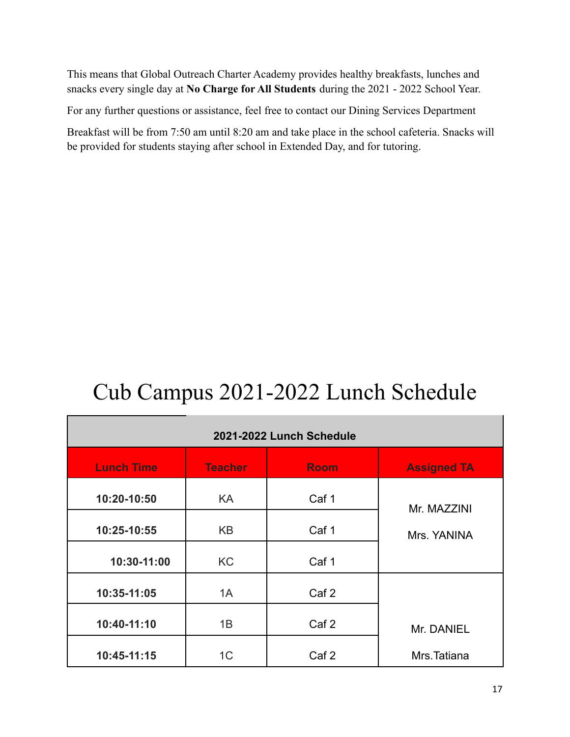This means that Global Outreach Charter Academy provides healthy breakfasts, lunches and snacks every single day at **No Charge for All Students** during the 2021 - 2022 School Year.

For any further questions or assistance, feel free to contact our Dining Services Department

Breakfast will be from 7:50 am until 8:20 am and take place in the school cafeteria. Snacks will be provided for students staying after school in Extended Day, and for tutoring.

# Cub Campus 2021-2022 Lunch Schedule

| **2021-2022 Lunch Schedule** | | | |
|---|---|---|---|
| **Lunch Time** | **Teacher** | **Room** | **Assigned TA** |
| **10:20-10:50** | KA | Caf 1 | Mr. MAZZINI<br>Mrs. YANINA |
| **10:25-10:55** | KB | Caf 1 | |
| **10:30-11:00** | KC | Caf 1 | |
| **10:35-11:05** | 1A | Caf 2 | Mr. DANIEL<br>Mrs.Tatiana |
| **10:40-11:10** | 1B | Caf 2 | |
| **10:45-11:15** | 1C | Caf 2 | |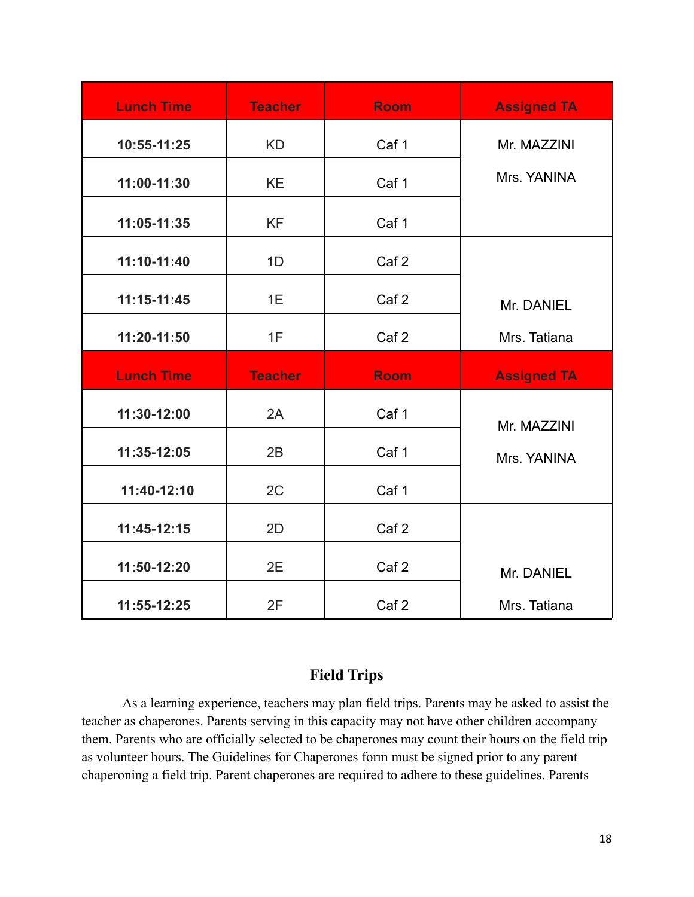| Lunch Time | Teacher | Room | Assigned TA |
|---|---|---|---|
| **10:55-11:25** | KD | Caf 1 | Mr. MAZZINI<br>Mrs. YANINA |
| **11:00-11:30** | KE | Caf 1 | |
| **11:05-11:35** | KF | Caf 1 | |
| **11:10-11:40** | 1D | Caf 2 | Mr. DANIEL<br>Mrs. Tatiana |
| **11:15-11:45** | 1E | Caf 2 | |
| **11:20-11:50** | 1F | Caf 2 | |

| Lunch Time | Teacher | Room | Assigned TA |
|---|---|---|---|
| **11:30-12:00** | 2A | Caf 1 | Mr. MAZZINI<br>Mrs. YANINA |
| **11:35-12:05** | 2B | Caf 1 | |
| **11:40-12:10** | 2C | Caf 1 | |
| **11:45-12:15** | 2D | Caf 2 | Mr. DANIEL<br>Mrs. Tatiana |
| **11:50-12:20** | 2E | Caf 2 | |
| **11:55-12:25** | 2F | Caf 2 | |

## Field Trips

As a learning experience, teachers may plan field trips. Parents may be asked to assist the teacher as chaperones. Parents serving in this capacity may not have other children accompany them. Parents who are officially selected to be chaperones may count their hours on the field trip as volunteer hours. The Guidelines for Chaperones form must be signed prior to any parent chaperoning a field trip. Parent chaperones are required to adhere to these guidelines. Parents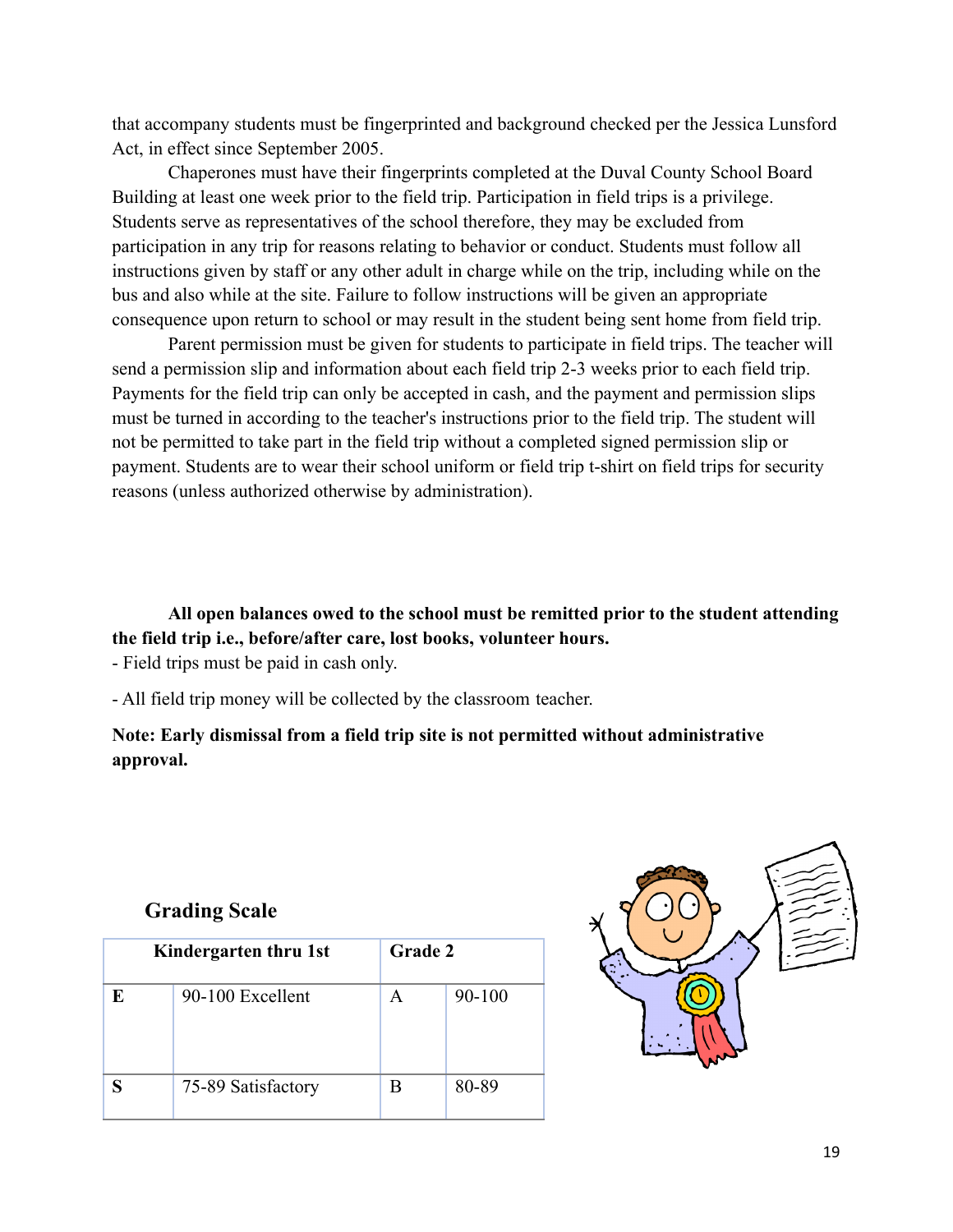that accompany students must be fingerprinted and background checked per the Jessica Lunsford Act, in effect since September 2005.

Chaperones must have their fingerprints completed at the Duval County School Board Building at least one week prior to the field trip. Participation in field trips is a privilege. Students serve as representatives of the school therefore, they may be excluded from participation in any trip for reasons relating to behavior or conduct. Students must follow all instructions given by staff or any other adult in charge while on the trip, including while on the bus and also while at the site. Failure to follow instructions will be given an appropriate consequence upon return to school or may result in the student being sent home from field trip.

Parent permission must be given for students to participate in field trips. The teacher will send a permission slip and information about each field trip 2-3 weeks prior to each field trip. Payments for the field trip can only be accepted in cash, and the payment and permission slips must be turned in according to the teacher's instructions prior to the field trip. The student will not be permitted to take part in the field trip without a completed signed permission slip or payment. Students are to wear their school uniform or field trip t-shirt on field trips for security reasons (unless authorized otherwise by administration).

**All open balances owed to the school must be remitted prior to the student attending the field trip i.e., before/after care, lost books, volunteer hours.**

- Field trips must be paid in cash only.
- All field trip money will be collected by the classroom teacher.

**Note: Early dismissal from a field trip site is not permitted without administrative approval.**

## Grading Scale

| Kindergarten thru 1st | | Grade 2 | |
|---|---|---|---|
| E | 90-100 Excellent | A | 90-100 |
| S | 75-89 Satisfactory | B | 80-89 |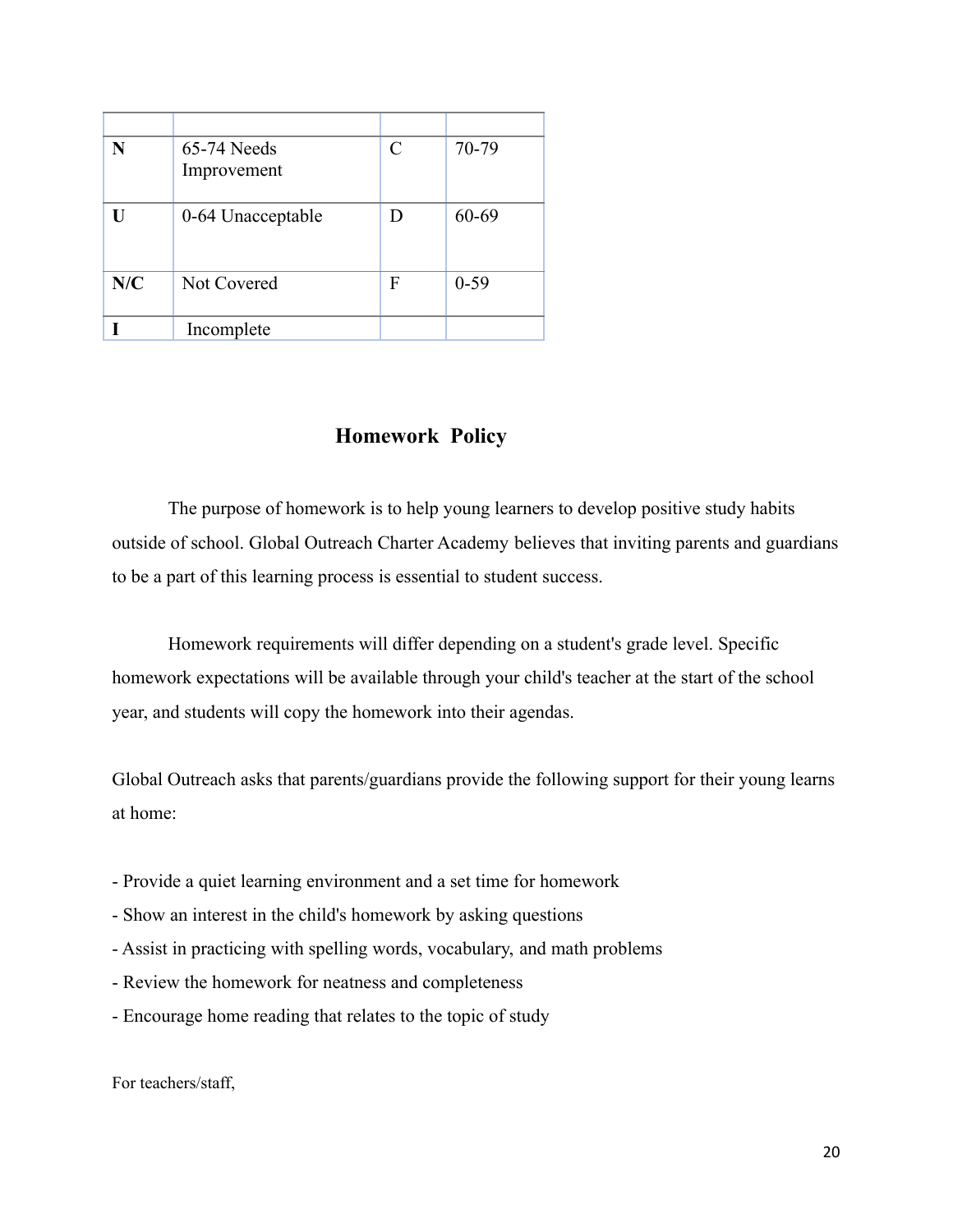| | | | |
|---|---|---|---|
| **N** | 65-74 Needs Improvement | C | 70-79 |
| **U** | 0-64 Unacceptable | D | 60-69 |
| **N/C** | Not Covered | F | 0-59 |
| **I** | Incomplete | | |

## Homework Policy

The purpose of homework is to help young learners to develop positive study habits outside of school. Global Outreach Charter Academy believes that inviting parents and guardians to be a part of this learning process is essential to student success.

Homework requirements will differ depending on a student's grade level. Specific homework expectations will be available through your child's teacher at the start of the school year, and students will copy the homework into their agendas.

Global Outreach asks that parents/guardians provide the following support for their young learns at home:

- Provide a quiet learning environment and a set time for homework
- Show an interest in the child's homework by asking questions
- Assist in practicing with spelling words, vocabulary, and math problems
- Review the homework for neatness and completeness
- Encourage home reading that relates to the topic of study

For teachers/staff,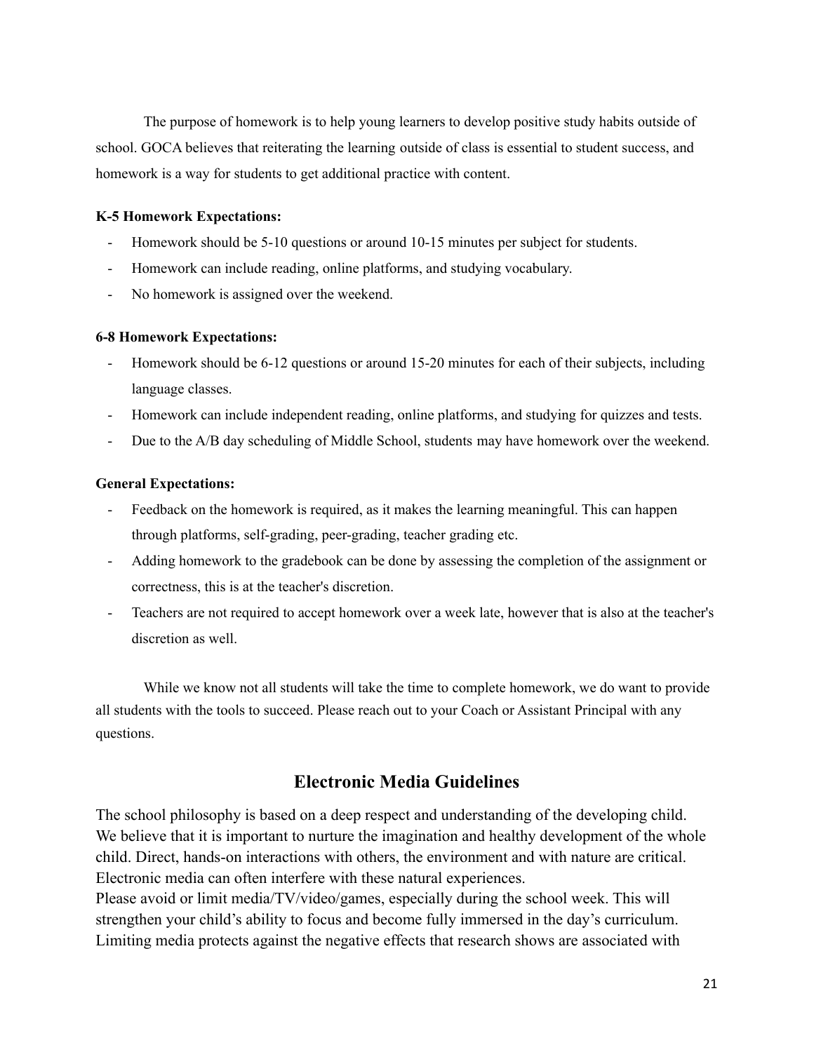The purpose of homework is to help young learners to develop positive study habits outside of school. GOCA believes that reiterating the learning outside of class is essential to student success, and homework is a way for students to get additional practice with content.

**K-5 Homework Expectations:**

- Homework should be 5-10 questions or around 10-15 minutes per subject for students.
- Homework can include reading, online platforms, and studying vocabulary.
- No homework is assigned over the weekend.

**6-8 Homework Expectations:**

- Homework should be 6-12 questions or around 15-20 minutes for each of their subjects, including language classes.
- Homework can include independent reading, online platforms, and studying for quizzes and tests.
- Due to the A/B day scheduling of Middle School, students may have homework over the weekend.

**General Expectations:**

- Feedback on the homework is required, as it makes the learning meaningful. This can happen through platforms, self-grading, peer-grading, teacher grading etc.
- Adding homework to the gradebook can be done by assessing the completion of the assignment or correctness, this is at the teacher's discretion.
- Teachers are not required to accept homework over a week late, however that is also at the teacher's discretion as well.

While we know not all students will take the time to complete homework, we do want to provide all students with the tools to succeed. Please reach out to your Coach or Assistant Principal with any questions.

## Electronic Media Guidelines

The school philosophy is based on a deep respect and understanding of the developing child. We believe that it is important to nurture the imagination and healthy development of the whole child. Direct, hands-on interactions with others, the environment and with nature are critical. Electronic media can often interfere with these natural experiences.

Please avoid or limit media/TV/video/games, especially during the school week. This will strengthen your child's ability to focus and become fully immersed in the day's curriculum. Limiting media protects against the negative effects that research shows are associated with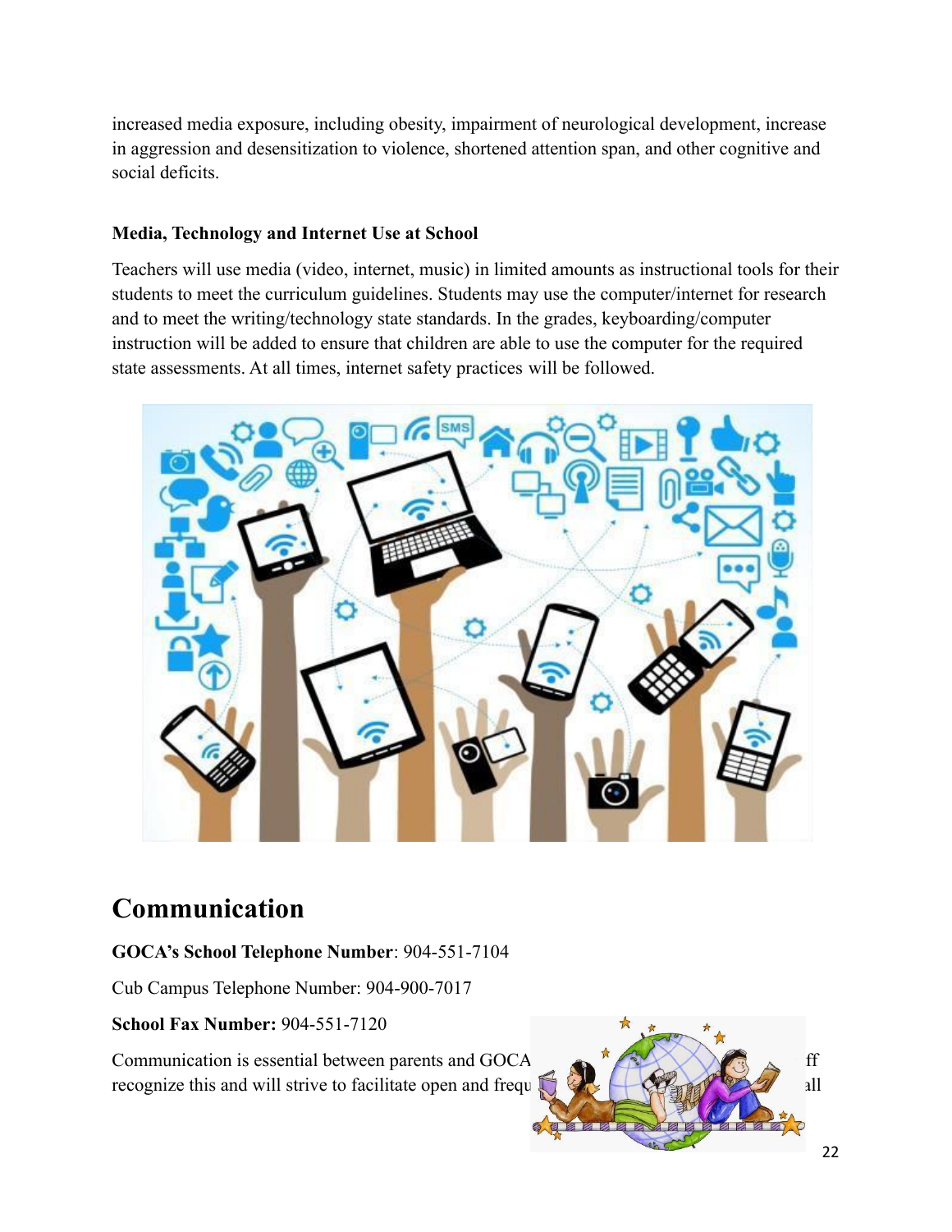increased media exposure, including obesity, impairment of neurological development, increase in aggression and desensitization to violence, shortened attention span, and other cognitive and social deficits.

**Media, Technology and Internet Use at School**

Teachers will use media (video, internet, music) in limited amounts as instructional tools for their students to meet the curriculum guidelines. Students may use the computer/internet for research and to meet the writing/technology state standards. In the grades, keyboarding/computer instruction will be added to ensure that children are able to use the computer for the required state assessments. At all times, internet safety practices will be followed.

# Communication

**GOCA's School Telephone Number**: 904-551-7104

Cub Campus Telephone Number: 904-900-7017

**School Fax Number:** 904-551-7120

Communication is essential between parents and GOCA ff recognize this and will strive to facilitate open and frequ all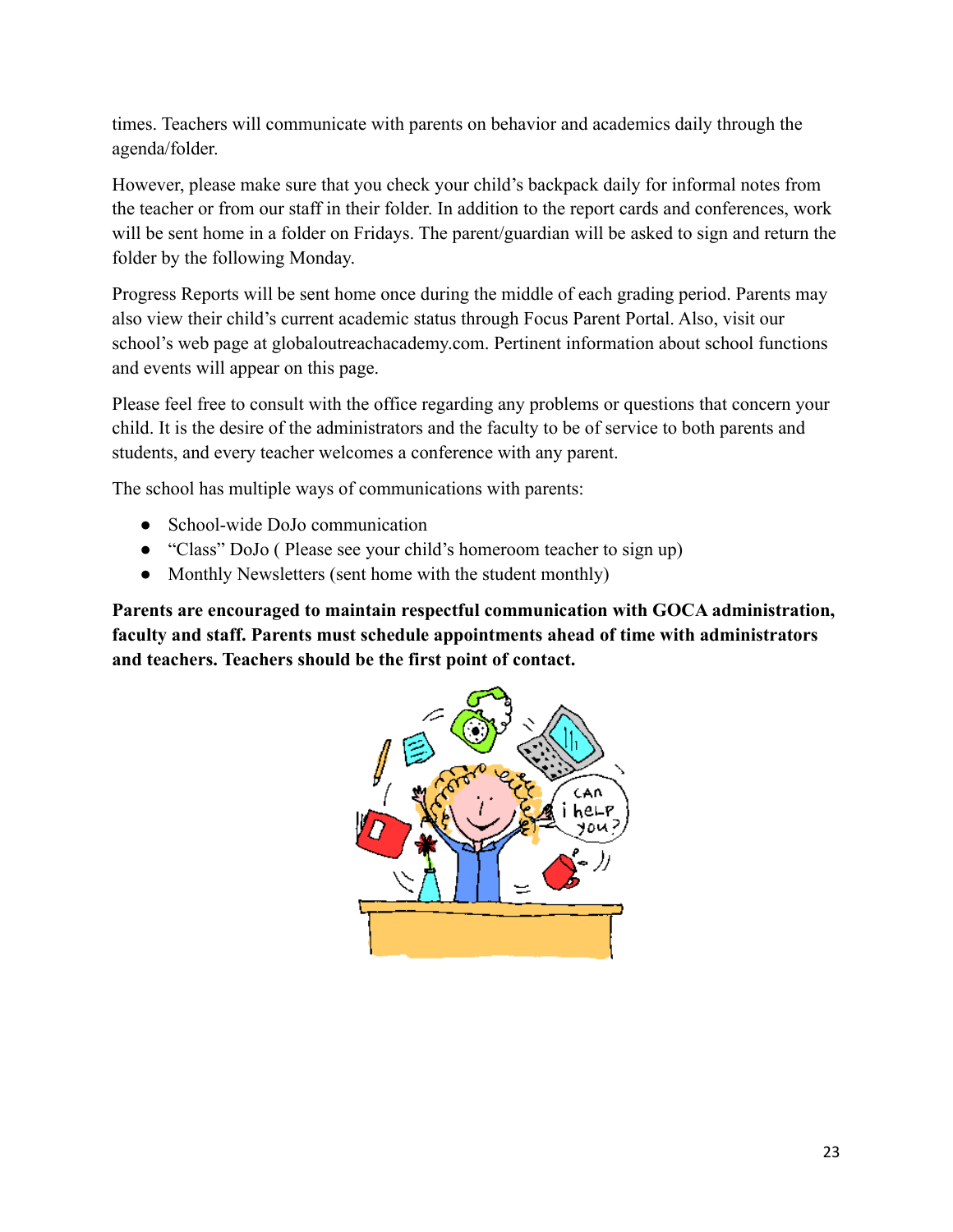times. Teachers will communicate with parents on behavior and academics daily through the agenda/folder.

However, please make sure that you check your child's backpack daily for informal notes from the teacher or from our staff in their folder. In addition to the report cards and conferences, work will be sent home in a folder on Fridays. The parent/guardian will be asked to sign and return the folder by the following Monday.

Progress Reports will be sent home once during the middle of each grading period. Parents may also view their child's current academic status through Focus Parent Portal. Also, visit our school's web page at globaloutreachacademy.com. Pertinent information about school functions and events will appear on this page.

Please feel free to consult with the office regarding any problems or questions that concern your child. It is the desire of the administrators and the faculty to be of service to both parents and students, and every teacher welcomes a conference with any parent.

The school has multiple ways of communications with parents:

- School-wide DoJo communication
- "Class" DoJo ( Please see your child's homeroom teacher to sign up)
- Monthly Newsletters (sent home with the student monthly)

**Parents are encouraged to maintain respectful communication with GOCA administration, faculty and staff. Parents must schedule appointments ahead of time with administrators and teachers. Teachers should be the first point of contact.**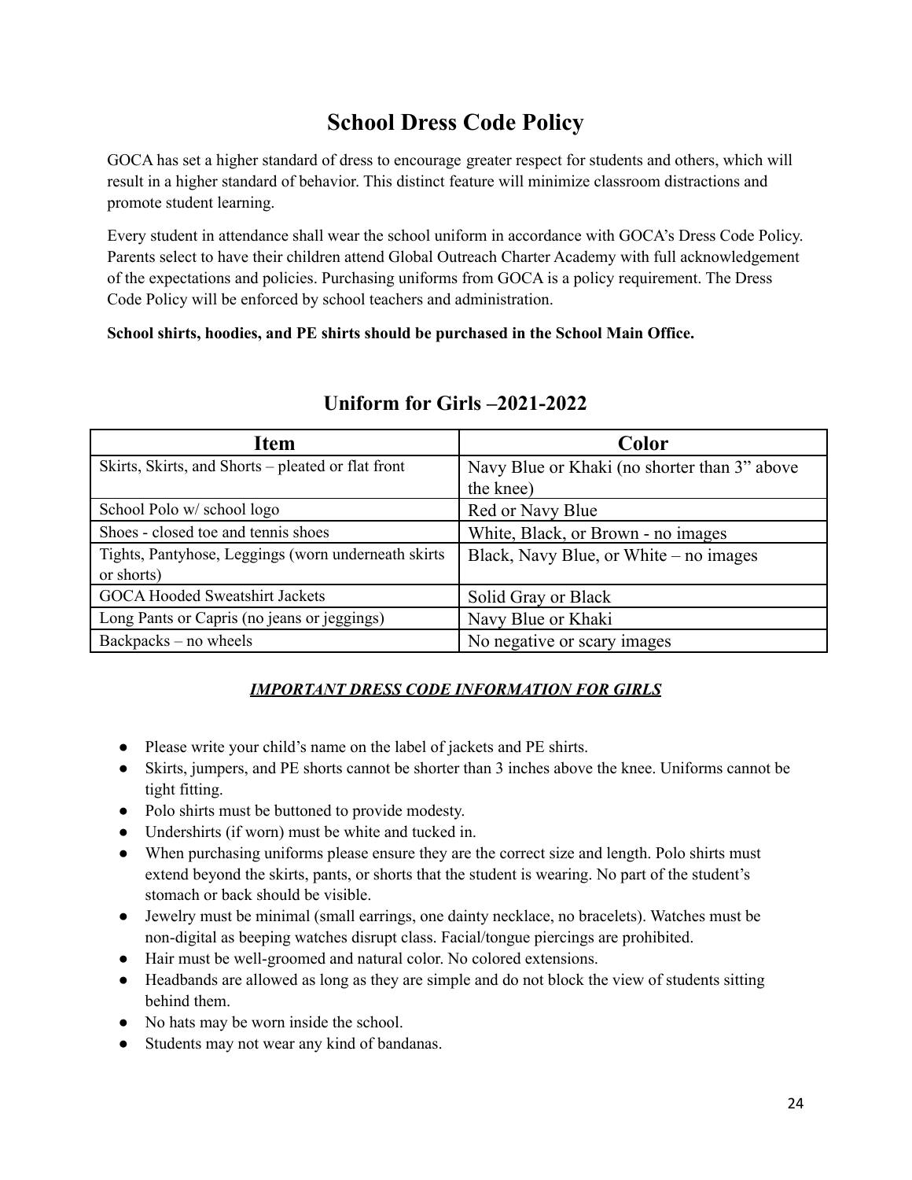# School Dress Code Policy

GOCA has set a higher standard of dress to encourage greater respect for students and others, which will result in a higher standard of behavior. This distinct feature will minimize classroom distractions and promote student learning.

Every student in attendance shall wear the school uniform in accordance with GOCA's Dress Code Policy. Parents select to have their children attend Global Outreach Charter Academy with full acknowledgement of the expectations and policies. Purchasing uniforms from GOCA is a policy requirement. The Dress Code Policy will be enforced by school teachers and administration.

**School shirts, hoodies, and PE shirts should be purchased in the School Main Office.**

## Uniform for Girls –2021-2022

| Item | Color |
|---|---|
| Skirts, Skirts, and Shorts – pleated or flat front | Navy Blue or Khaki (no shorter than 3" above the knee) |
| School Polo w/ school logo | Red or Navy Blue |
| Shoes - closed toe and tennis shoes | White, Black, or Brown - no images |
| Tights, Pantyhose, Leggings (worn underneath skirts or shorts) | Black, Navy Blue, or White – no images |
| GOCA Hooded Sweatshirt Jackets | Solid Gray or Black |
| Long Pants or Capris (no jeans or jeggings) | Navy Blue or Khaki |
| Backpacks – no wheels | No negative or scary images |

***IMPORTANT DRESS CODE INFORMATION FOR GIRLS***

- Please write your child's name on the label of jackets and PE shirts.
- Skirts, jumpers, and PE shorts cannot be shorter than 3 inches above the knee. Uniforms cannot be tight fitting.
- Polo shirts must be buttoned to provide modesty.
- Undershirts (if worn) must be white and tucked in.
- When purchasing uniforms please ensure they are the correct size and length. Polo shirts must extend beyond the skirts, pants, or shorts that the student is wearing. No part of the student's stomach or back should be visible.
- Jewelry must be minimal (small earrings, one dainty necklace, no bracelets). Watches must be non-digital as beeping watches disrupt class. Facial/tongue piercings are prohibited.
- Hair must be well-groomed and natural color. No colored extensions.
- Headbands are allowed as long as they are simple and do not block the view of students sitting behind them.
- No hats may be worn inside the school.
- Students may not wear any kind of bandanas.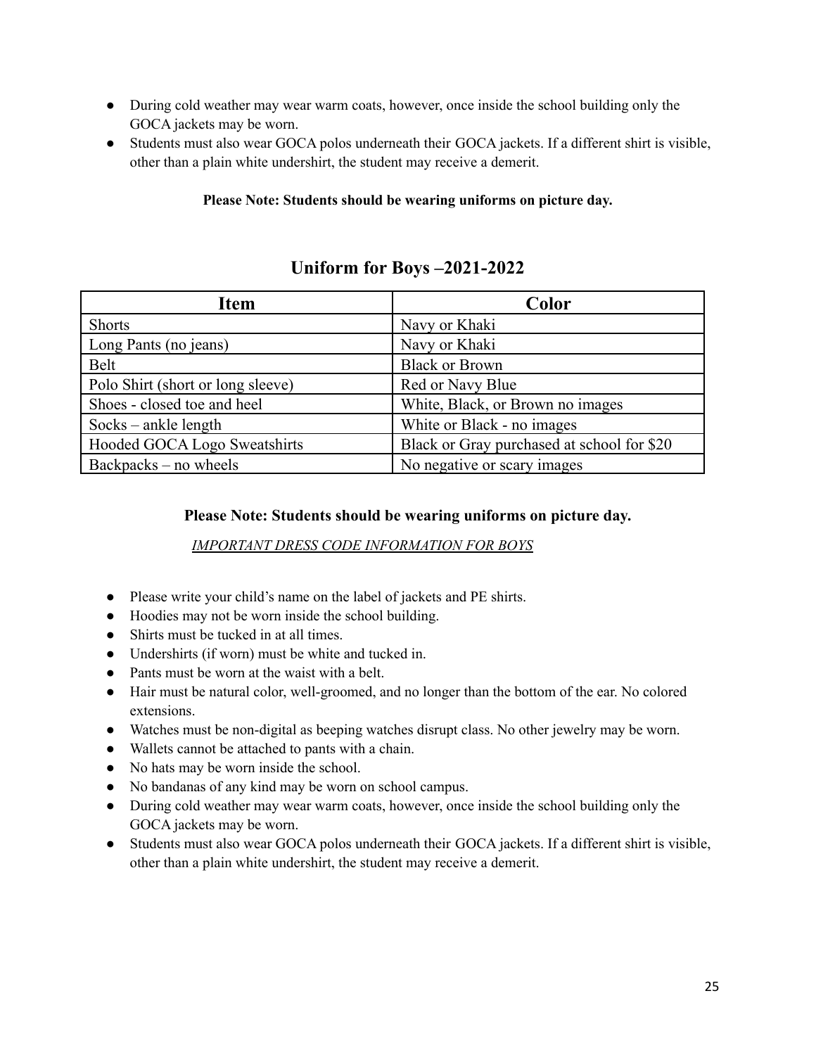- During cold weather may wear warm coats, however, once inside the school building only the GOCA jackets may be worn.
- Students must also wear GOCA polos underneath their GOCA jackets. If a different shirt is visible, other than a plain white undershirt, the student may receive a demerit.

**Please Note: Students should be wearing uniforms on picture day.**

## Uniform for Boys –2021-2022

| Item | Color |
|---|---|
| Shorts | Navy or Khaki |
| Long Pants (no jeans) | Navy or Khaki |
| Belt | Black or Brown |
| Polo Shirt (short or long sleeve) | Red or Navy Blue |
| Shoes - closed toe and heel | White, Black, or Brown no images |
| Socks – ankle length | White or Black - no images |
| Hooded GOCA Logo Sweatshirts | Black or Gray purchased at school for $20 |
| Backpacks – no wheels | No negative or scary images |

**Please Note: Students should be wearing uniforms on picture day.**

*IMPORTANT DRESS CODE INFORMATION FOR BOYS*

- Please write your child's name on the label of jackets and PE shirts.
- Hoodies may not be worn inside the school building.
- Shirts must be tucked in at all times.
- Undershirts (if worn) must be white and tucked in.
- Pants must be worn at the waist with a belt.
- Hair must be natural color, well-groomed, and no longer than the bottom of the ear. No colored extensions.
- Watches must be non-digital as beeping watches disrupt class. No other jewelry may be worn.
- Wallets cannot be attached to pants with a chain.
- No hats may be worn inside the school.
- No bandanas of any kind may be worn on school campus.
- During cold weather may wear warm coats, however, once inside the school building only the GOCA jackets may be worn.
- Students must also wear GOCA polos underneath their GOCA jackets. If a different shirt is visible, other than a plain white undershirt, the student may receive a demerit.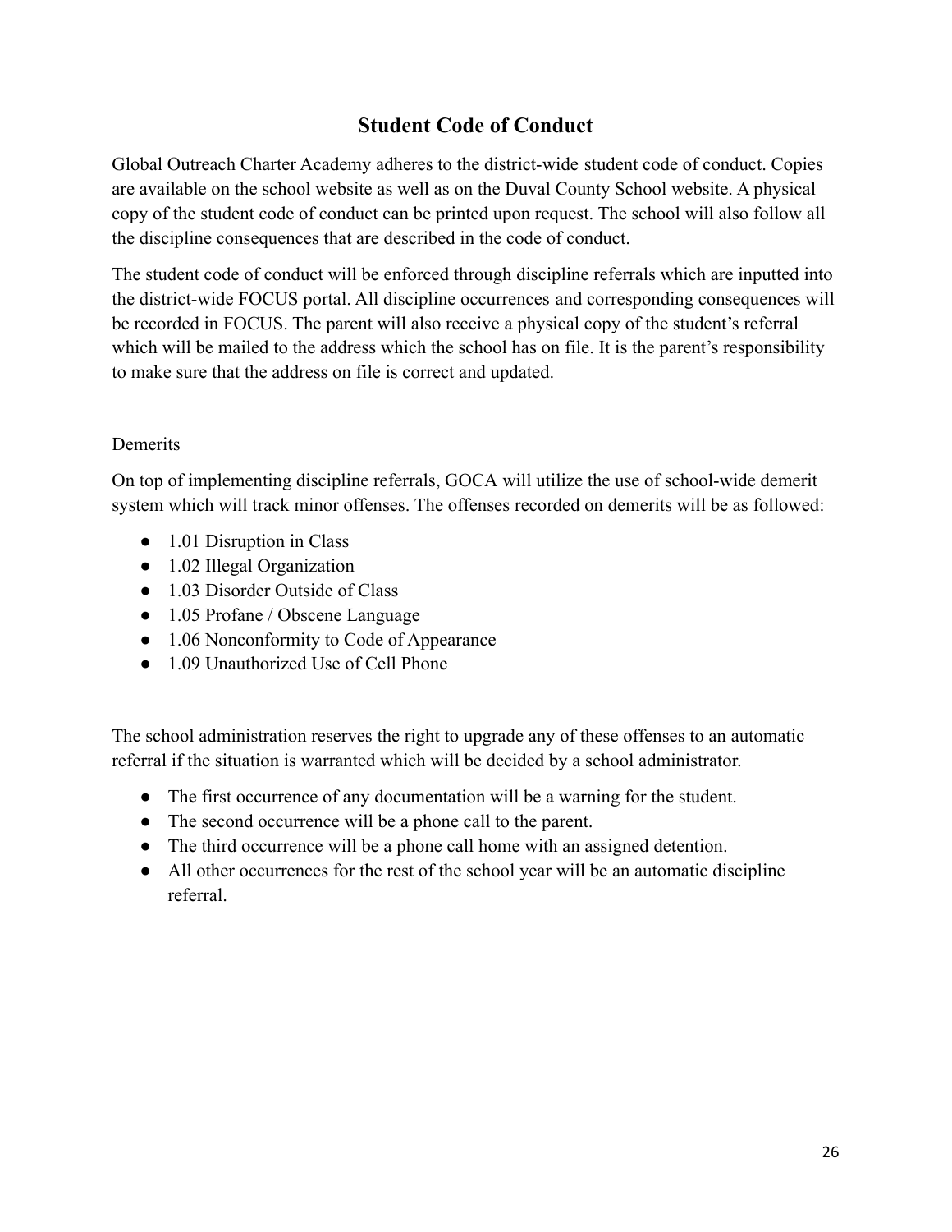## Student Code of Conduct

Global Outreach Charter Academy adheres to the district-wide student code of conduct. Copies are available on the school website as well as on the Duval County School website. A physical copy of the student code of conduct can be printed upon request. The school will also follow all the discipline consequences that are described in the code of conduct.

The student code of conduct will be enforced through discipline referrals which are inputted into the district-wide FOCUS portal. All discipline occurrences and corresponding consequences will be recorded in FOCUS. The parent will also receive a physical copy of the student's referral which will be mailed to the address which the school has on file. It is the parent's responsibility to make sure that the address on file is correct and updated.

Demerits

On top of implementing discipline referrals, GOCA will utilize the use of school-wide demerit system which will track minor offenses. The offenses recorded on demerits will be as followed:

- 1.01 Disruption in Class
- 1.02 Illegal Organization
- 1.03 Disorder Outside of Class
- 1.05 Profane / Obscene Language
- 1.06 Nonconformity to Code of Appearance
- 1.09 Unauthorized Use of Cell Phone

The school administration reserves the right to upgrade any of these offenses to an automatic referral if the situation is warranted which will be decided by a school administrator.

- The first occurrence of any documentation will be a warning for the student.
- The second occurrence will be a phone call to the parent.
- The third occurrence will be a phone call home with an assigned detention.
- All other occurrences for the rest of the school year will be an automatic discipline referral.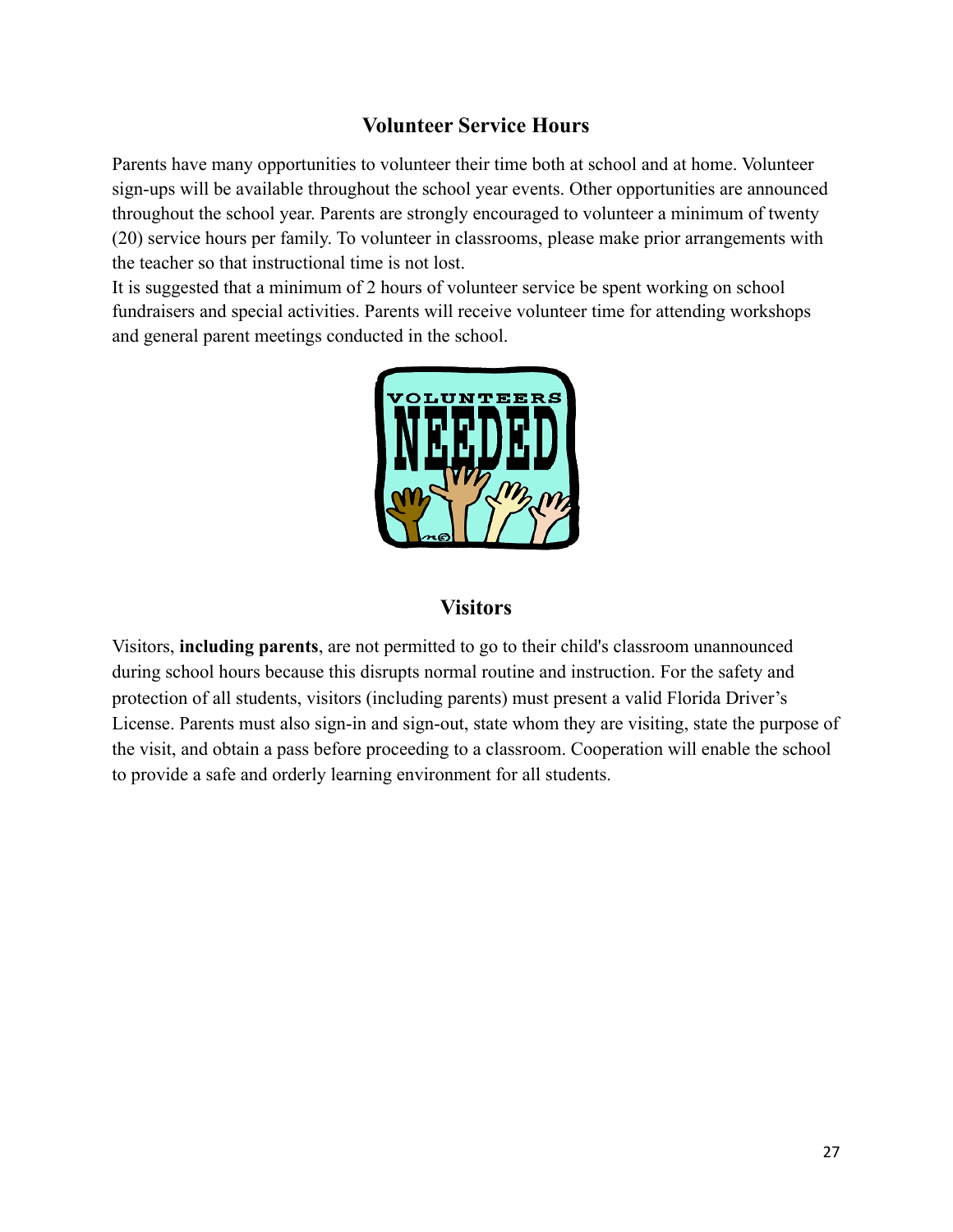## Volunteer Service Hours

Parents have many opportunities to volunteer their time both at school and at home. Volunteer sign-ups will be available throughout the school year events. Other opportunities are announced throughout the school year. Parents are strongly encouraged to volunteer a minimum of twenty (20) service hours per family. To volunteer in classrooms, please make prior arrangements with the teacher so that instructional time is not lost.

It is suggested that a minimum of 2 hours of volunteer service be spent working on school fundraisers and special activities. Parents will receive volunteer time for attending workshops and general parent meetings conducted in the school.

## Visitors

Visitors, **including parents**, are not permitted to go to their child's classroom unannounced during school hours because this disrupts normal routine and instruction. For the safety and protection of all students, visitors (including parents) must present a valid Florida Driver's License. Parents must also sign-in and sign-out, state whom they are visiting, state the purpose of the visit, and obtain a pass before proceeding to a classroom. Cooperation will enable the school to provide a safe and orderly learning environment for all students.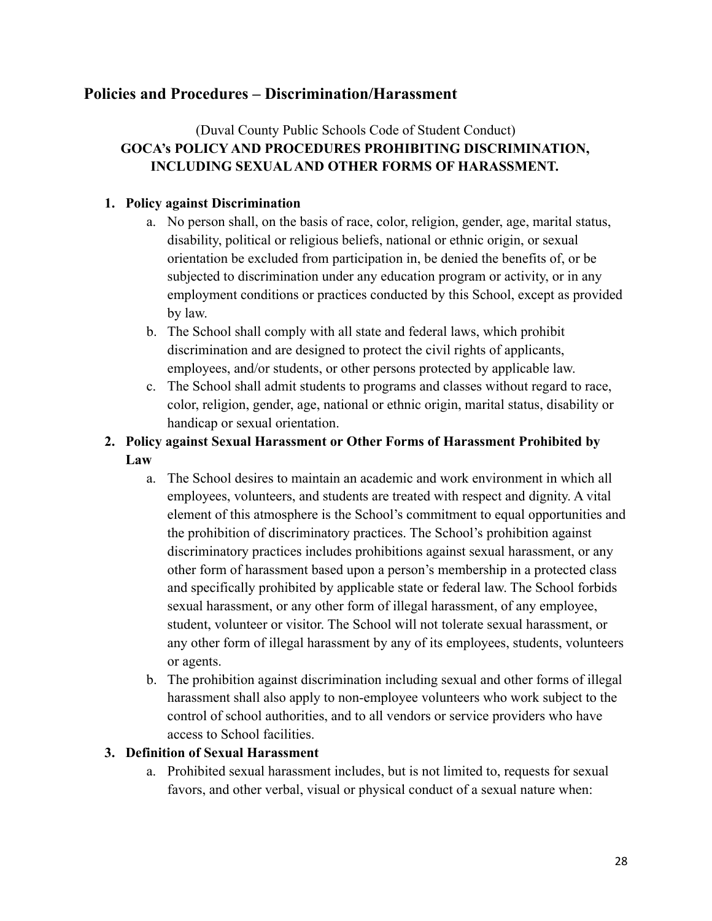## Policies and Procedures – Discrimination/Harassment

(Duval County Public Schools Code of Student Conduct)

**GOCA's POLICY AND PROCEDURES PROHIBITING DISCRIMINATION, INCLUDING SEXUAL AND OTHER FORMS OF HARASSMENT.**

1. **Policy against Discrimination**
   a. No person shall, on the basis of race, color, religion, gender, age, marital status, disability, political or religious beliefs, national or ethnic origin, or sexual orientation be excluded from participation in, be denied the benefits of, or be subjected to discrimination under any education program or activity, or in any employment conditions or practices conducted by this School, except as provided by law.
   b. The School shall comply with all state and federal laws, which prohibit discrimination and are designed to protect the civil rights of applicants, employees, and/or students, or other persons protected by applicable law.
   c. The School shall admit students to programs and classes without regard to race, color, religion, gender, age, national or ethnic origin, marital status, disability or handicap or sexual orientation.
2. **Policy against Sexual Harassment or Other Forms of Harassment Prohibited by Law**
   a. The School desires to maintain an academic and work environment in which all employees, volunteers, and students are treated with respect and dignity. A vital element of this atmosphere is the School's commitment to equal opportunities and the prohibition of discriminatory practices. The School's prohibition against discriminatory practices includes prohibitions against sexual harassment, or any other form of harassment based upon a person's membership in a protected class and specifically prohibited by applicable state or federal law. The School forbids sexual harassment, or any other form of illegal harassment, of any employee, student, volunteer or visitor. The School will not tolerate sexual harassment, or any other form of illegal harassment by any of its employees, students, volunteers or agents.
   b. The prohibition against discrimination including sexual and other forms of illegal harassment shall also apply to non-employee volunteers who work subject to the control of school authorities, and to all vendors or service providers who have access to School facilities.
3. **Definition of Sexual Harassment**
   a. Prohibited sexual harassment includes, but is not limited to, requests for sexual favors, and other verbal, visual or physical conduct of a sexual nature when: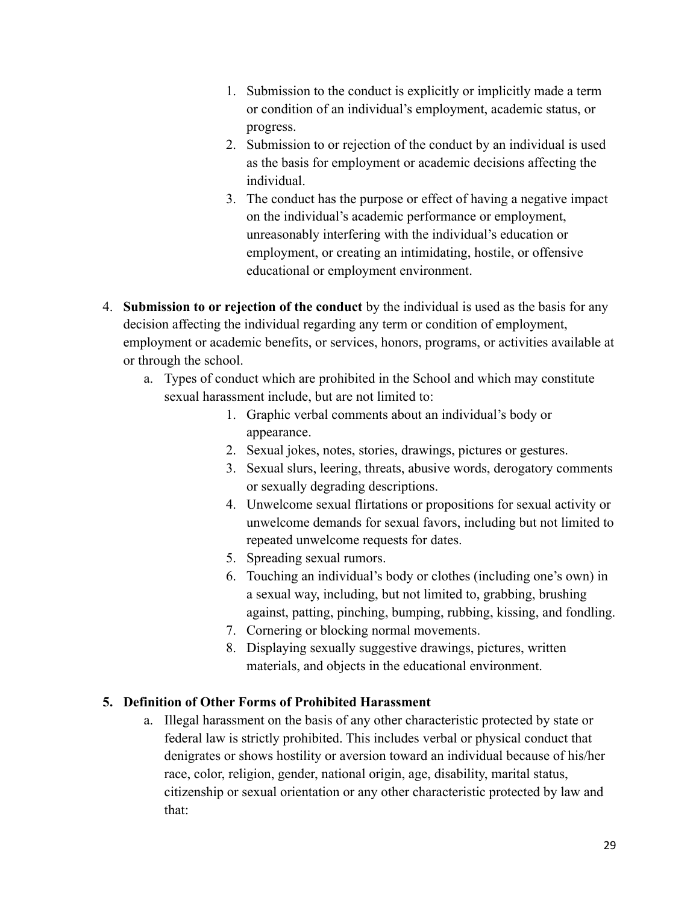1. Submission to the conduct is explicitly or implicitly made a term or condition of an individual's employment, academic status, or progress.
2. Submission to or rejection of the conduct by an individual is used as the basis for employment or academic decisions affecting the individual.
3. The conduct has the purpose or effect of having a negative impact on the individual's academic performance or employment, unreasonably interfering with the individual's education or employment, or creating an intimidating, hostile, or offensive educational or employment environment.

4. **Submission to or rejection of the conduct** by the individual is used as the basis for any decision affecting the individual regarding any term or condition of employment, employment or academic benefits, or services, honors, programs, or activities available at or through the school.
    a. Types of conduct which are prohibited in the School and which may constitute sexual harassment include, but are not limited to:
        1. Graphic verbal comments about an individual's body or appearance.
        2. Sexual jokes, notes, stories, drawings, pictures or gestures.
        3. Sexual slurs, leering, threats, abusive words, derogatory comments or sexually degrading descriptions.
        4. Unwelcome sexual flirtations or propositions for sexual activity or unwelcome demands for sexual favors, including but not limited to repeated unwelcome requests for dates.
        5. Spreading sexual rumors.
        6. Touching an individual's body or clothes (including one's own) in a sexual way, including, but not limited to, grabbing, brushing against, patting, pinching, bumping, rubbing, kissing, and fondling.
        7. Cornering or blocking normal movements.
        8. Displaying sexually suggestive drawings, pictures, written materials, and objects in the educational environment.

5. **Definition of Other Forms of Prohibited Harassment**
    a. Illegal harassment on the basis of any other characteristic protected by state or federal law is strictly prohibited. This includes verbal or physical conduct that denigrates or shows hostility or aversion toward an individual because of his/her race, color, religion, gender, national origin, age, disability, marital status, citizenship or sexual orientation or any other characteristic protected by law and that: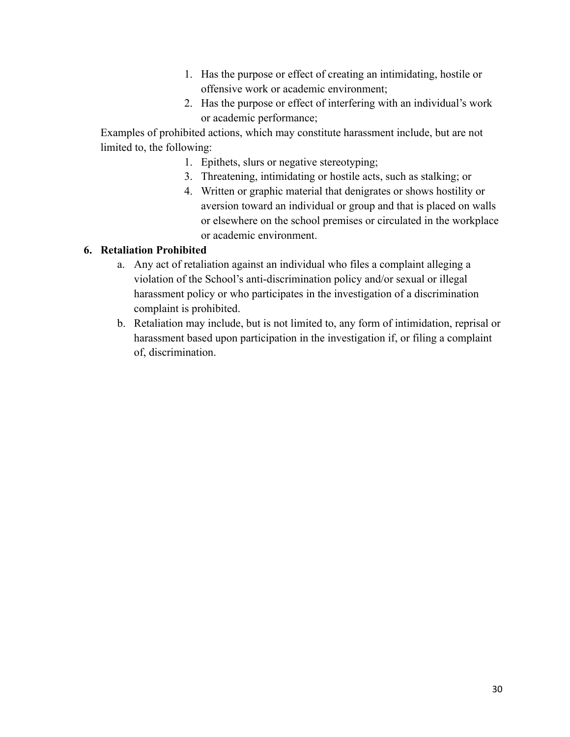1. Has the purpose or effect of creating an intimidating, hostile or offensive work or academic environment;
2. Has the purpose or effect of interfering with an individual's work or academic performance;

Examples of prohibited actions, which may constitute harassment include, but are not limited to, the following:

1. Epithets, slurs or negative stereotyping;
3. Threatening, intimidating or hostile acts, such as stalking; or
4. Written or graphic material that denigrates or shows hostility or aversion toward an individual or group and that is placed on walls or elsewhere on the school premises or circulated in the workplace or academic environment.

**6. Retaliation Prohibited**

a. Any act of retaliation against an individual who files a complaint alleging a violation of the School's anti-discrimination policy and/or sexual or illegal harassment policy or who participates in the investigation of a discrimination complaint is prohibited.

b. Retaliation may include, but is not limited to, any form of intimidation, reprisal or harassment based upon participation in the investigation if, or filing a complaint of, discrimination.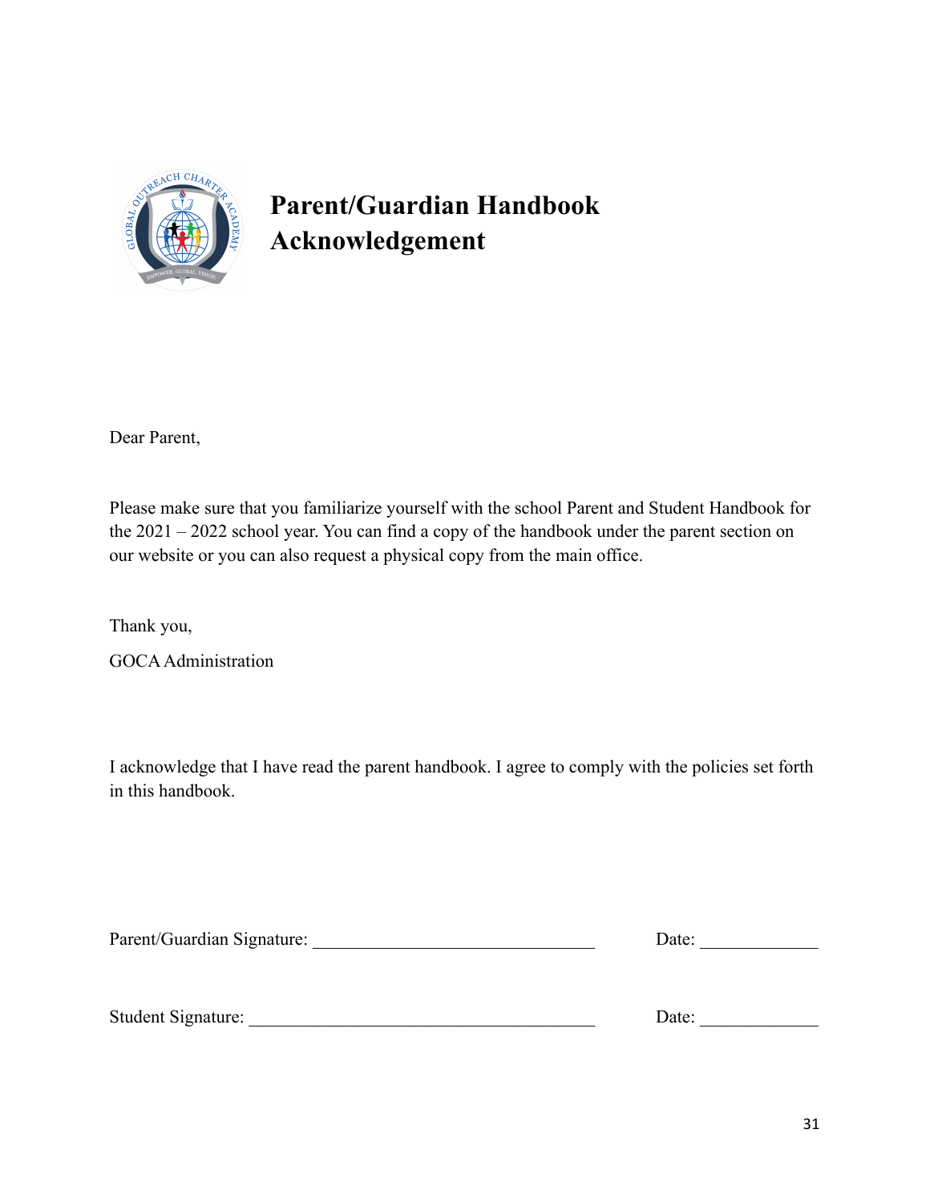# Parent/Guardian Handbook Acknowledgement

Dear Parent,

Please make sure that you familiarize yourself with the school Parent and Student Handbook for the 2021 – 2022 school year. You can find a copy of the handbook under the parent section on our website or you can also request a physical copy from the main office.

Thank you,

GOCA Administration

I acknowledge that I have read the parent handbook. I agree to comply with the policies set forth in this handbook.

Parent/Guardian Signature: ______________________________ Date: ____________

Student Signature: ____________________________________ Date: ____________